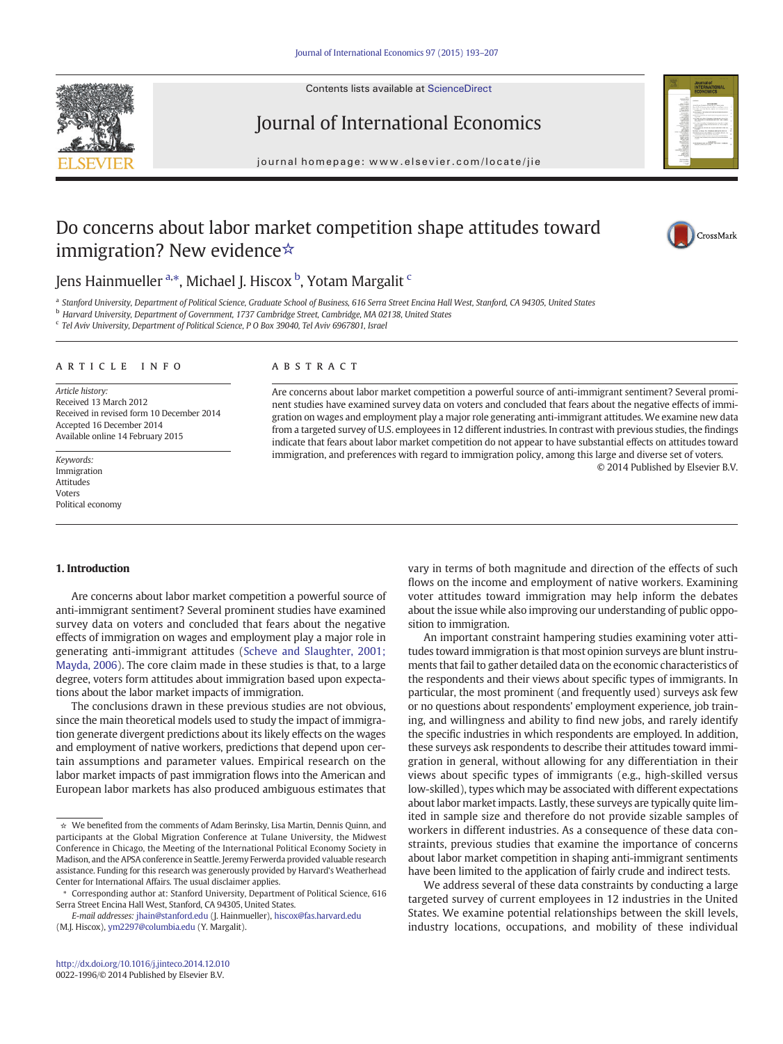# Do concerns about labor market competition shape attitudes toward immigration? New evidence☆

Jens Hainmueller [a,*], Michael J. Hiscox [b], Yotam Margalit [c]

[a] Stanford University, Department of Political Science, Graduate School of Business, 616 Serra Street Encina Hall West, Stanford, CA 94305, United States
[b] Harvard University, Department of Government, 1737 Cambridge Street, Cambridge, MA 02138, United States
[c] Tel Aviv University, Department of Political Science, P O Box 39040, Tel Aviv 6967801, Israel

## ARTICLE INFO

*Article history:*
Received 13 March 2012
Received in revised form 10 December 2014
Accepted 16 December 2014
Available online 14 February 2015

*Keywords:*
Immigration
Attitudes
Voters
Political economy

## ABSTRACT

Are concerns about labor market competition a powerful source of anti-immigrant sentiment? Several prominent studies have examined survey data on voters and concluded that fears about the negative effects of immigration on wages and employment play a major role generating anti-immigrant attitudes. We examine new data from a targeted survey of U.S. employees in 12 different industries. In contrast with previous studies, the findings indicate that fears about labor market competition do not appear to have substantial effects on attitudes toward immigration, and preferences with regard to immigration policy, among this large and diverse set of voters.

© 2014 Published by Elsevier B.V.

## 1. Introduction

Are concerns about labor market competition a powerful source of anti-immigrant sentiment? Several prominent studies have examined survey data on voters and concluded that fears about the negative effects of immigration on wages and employment play a major role in generating anti-immigrant attitudes (Scheve and Slaughter, 2001; Mayda, 2006). The core claim made in these studies is that, to a large degree, voters form attitudes about immigration based upon expectations about the labor market impacts of immigration.

The conclusions drawn in these previous studies are not obvious, since the main theoretical models used to study the impact of immigration generate divergent predictions about its likely effects on the wages and employment of native workers, predictions that depend upon certain assumptions and parameter values. Empirical research on the labor market impacts of past immigration flows into the American and European labor markets has also produced ambiguous estimates that vary in terms of both magnitude and direction of the effects of such flows on the income and employment of native workers. Examining voter attitudes toward immigration may help inform the debates about the issue while also improving our understanding of public opposition to immigration.

An important constraint hampering studies examining voter attitudes toward immigration is that most opinion surveys are blunt instruments that fail to gather detailed data on the economic characteristics of the respondents and their views about specific types of immigrants. In particular, the most prominent (and frequently used) surveys ask few or no questions about respondents' employment experience, job training, and willingness and ability to find new jobs, and rarely identify the specific industries in which respondents are employed. In addition, these surveys ask respondents to describe their attitudes toward immigration in general, without allowing for any differentiation in their views about specific types of immigrants (e.g., high-skilled versus low-skilled), types which may be associated with different expectations about labor market impacts. Lastly, these surveys are typically quite limited in sample size and therefore do not provide sizable samples of workers in different industries. As a consequence of these data constraints, previous studies that examine the importance of concerns about labor market competition in shaping anti-immigrant sentiments have been limited to the application of fairly crude and indirect tests.

We address several of these data constraints by conducting a large targeted survey of current employees in 12 industries in the United States. We examine potential relationships between the skill levels, industry locations, occupations, and mobility of these individual

☆ We benefited from the comments of Adam Berinsky, Lisa Martin, Dennis Quinn, and participants at the Global Migration Conference at Tulane University, the Midwest Conference in Chicago, the Meeting of the International Political Economy Society in Madison, and the APSA conference in Seattle. Jeremy Ferwerda provided valuable research assistance. Funding for this research was generously provided by Harvard's Weatherhead Center for International Affairs. The usual disclaimer applies.

\* Corresponding author at: Stanford University, Department of Political Science, 616 Serra Street Encina Hall West, Stanford, CA 94305, United States.

*E-mail addresses:* jhain@stanford.edu (J. Hainmueller), hiscox@fas.harvard.edu (M.J. Hiscox), ym2297@columbia.edu (Y. Margalit).

http://dx.doi.org/10.1016/j.jinteco.2014.12.010
0022-1996/© 2014 Published by Elsevier B.V.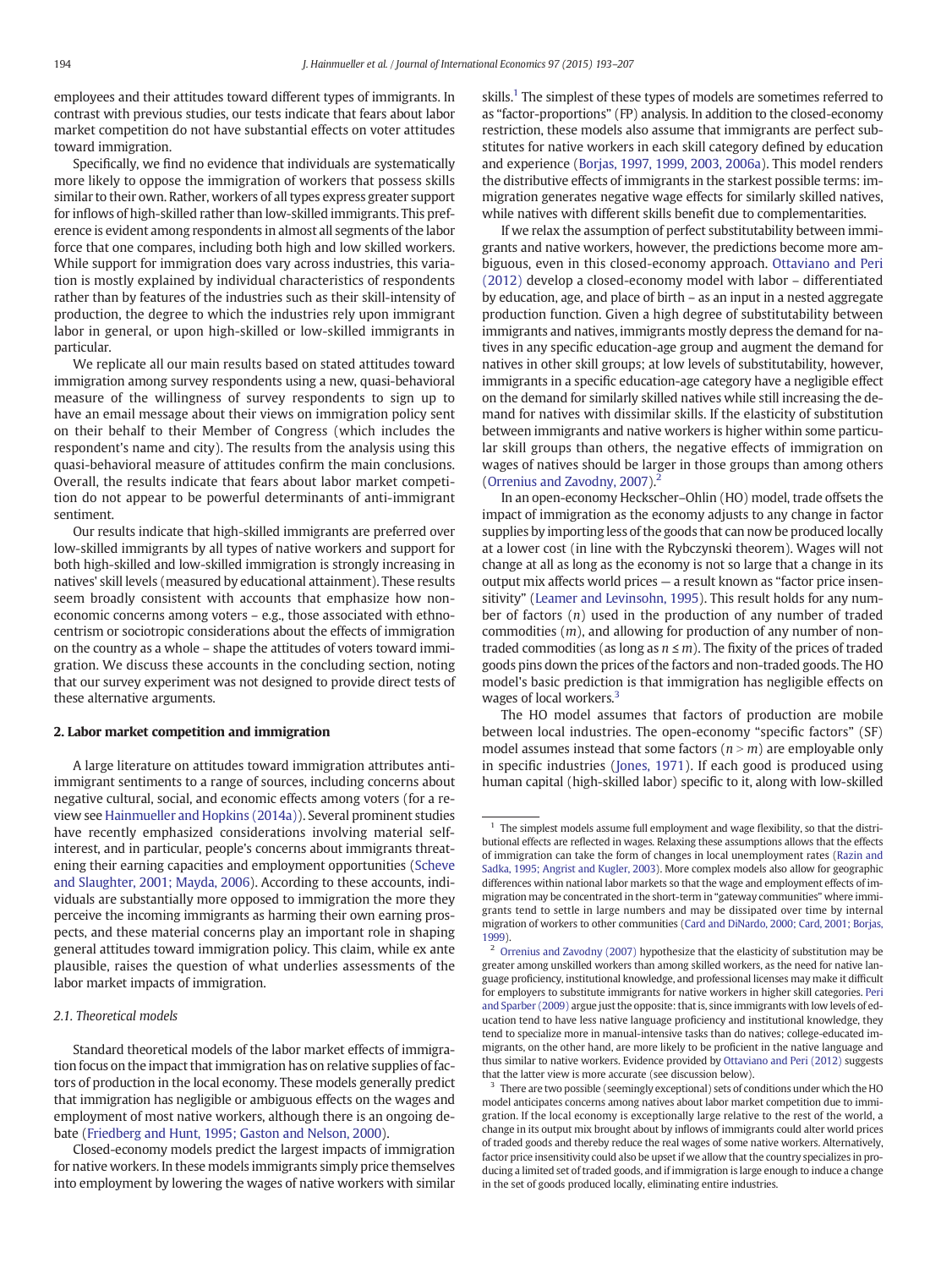employees and their attitudes toward different types of immigrants. In contrast with previous studies, our tests indicate that fears about labor market competition do not have substantial effects on voter attitudes toward immigration.

Specifically, we find no evidence that individuals are systematically more likely to oppose the immigration of workers that possess skills similar to their own. Rather, workers of all types express greater support for inflows of high-skilled rather than low-skilled immigrants. This preference is evident among respondents in almost all segments of the labor force that one compares, including both high and low skilled workers. While support for immigration does vary across industries, this variation is mostly explained by individual characteristics of respondents rather than by features of the industries such as their skill-intensity of production, the degree to which the industries rely upon immigrant labor in general, or upon high-skilled or low-skilled immigrants in particular.

We replicate all our main results based on stated attitudes toward immigration among survey respondents using a new, quasi-behavioral measure of the willingness of survey respondents to sign up to have an email message about their views on immigration policy sent on their behalf to their Member of Congress (which includes the respondent's name and city). The results from the analysis using this quasi-behavioral measure of attitudes confirm the main conclusions. Overall, the results indicate that fears about labor market competition do not appear to be powerful determinants of anti-immigrant sentiment.

Our results indicate that high-skilled immigrants are preferred over low-skilled immigrants by all types of native workers and support for both high-skilled and low-skilled immigration is strongly increasing in natives' skill levels (measured by educational attainment). These results seem broadly consistent with accounts that emphasize how non-economic concerns among voters – e.g., those associated with ethnocentrism or sociotropic considerations about the effects of immigration on the country as a whole – shape the attitudes of voters toward immigration. We discuss these accounts in the concluding section, noting that our survey experiment was not designed to provide direct tests of these alternative arguments.

## 2. Labor market competition and immigration

A large literature on attitudes toward immigration attributes anti-immigrant sentiments to a range of sources, including concerns about negative cultural, social, and economic effects among voters (for a review see Hainmueller and Hopkins (2014a)). Several prominent studies have recently emphasized considerations involving material self-interest, and in particular, people's concerns about immigrants threatening their earning capacities and employment opportunities (Scheve and Slaughter, 2001; Mayda, 2006). According to these accounts, individuals are substantially more opposed to immigration the more they perceive the incoming immigrants as harming their own earning prospects, and these material concerns play an important role in shaping general attitudes toward immigration policy. This claim, while ex ante plausible, raises the question of what underlies assessments of the labor market impacts of immigration.

### 2.1. Theoretical models

Standard theoretical models of the labor market effects of immigration focus on the impact that immigration has on relative supplies of factors of production in the local economy. These models generally predict that immigration has negligible or ambiguous effects on the wages and employment of most native workers, although there is an ongoing debate (Friedberg and Hunt, 1995; Gaston and Nelson, 2000).

Closed-economy models predict the largest impacts of immigration for native workers. In these models immigrants simply price themselves into employment by lowering the wages of native workers with similar skills.[1] The simplest of these types of models are sometimes referred to as "factor-proportions" (FP) analysis. In addition to the closed-economy restriction, these models also assume that immigrants are perfect substitutes for native workers in each skill category defined by education and experience (Borjas, 1997, 1999, 2003, 2006a). This model renders the distributive effects of immigrants in the starkest possible terms: immigration generates negative wage effects for similarly skilled natives, while natives with different skills benefit due to complementarities.

If we relax the assumption of perfect substitutability between immigrants and native workers, however, the predictions become more ambiguous, even in this closed-economy approach. Ottaviano and Peri (2012) develop a closed-economy model with labor – differentiated by education, age, and place of birth – as an input in a nested aggregate production function. Given a high degree of substitutability between immigrants and natives, immigrants mostly depress the demand for natives in any specific education-age group and augment the demand for natives in other skill groups; at low levels of substitutability, however, immigrants in a specific education-age category have a negligible effect on the demand for similarly skilled natives while still increasing the demand for natives with dissimilar skills. If the elasticity of substitution between immigrants and native workers is higher within some particular skill groups than others, the negative effects of immigration on wages of natives should be larger in those groups than among others (Orrenius and Zavodny, 2007).[2]

In an open-economy Heckscher–Ohlin (HO) model, trade offsets the impact of immigration as the economy adjusts to any change in factor supplies by importing less of the goods that can now be produced locally at a lower cost (in line with the Rybczynski theorem). Wages will not change at all as long as the economy is not so large that a change in its output mix affects world prices — a result known as "factor price insensitivity" (Leamer and Levinsohn, 1995). This result holds for any number of factors ($n$) used in the production of any number of traded commodities ($m$), and allowing for production of any number of non-traded commodities (as long as $n \leq m$). The fixity of the prices of traded goods pins down the prices of the factors and non-traded goods. The HO model's basic prediction is that immigration has negligible effects on wages of local workers.[3]

The HO model assumes that factors of production are mobile between local industries. The open-economy "specific factors" (SF) model assumes instead that some factors ($n > m$) are employable only in specific industries (Jones, 1971). If each good is produced using human capital (high-skilled labor) specific to it, along with low-skilled

[1] The simplest models assume full employment and wage flexibility, so that the distributional effects are reflected in wages. Relaxing these assumptions allows that the effects of immigration can take the form of changes in local unemployment rates (Razin and Sadka, 1995; Angrist and Kugler, 2003). More complex models also allow for geographic differences within national labor markets so that the wage and employment effects of immigration may be concentrated in the short-term in "gateway communities" where immigrants tend to settle in large numbers and may be dissipated over time by internal migration of workers to other communities (Card and DiNardo, 2000; Card, 2001; Borjas, 1999).

[2] Orrenius and Zavodny (2007) hypothesize that the elasticity of substitution may be greater among unskilled workers than among skilled workers, as the need for native language proficiency, institutional knowledge, and professional licenses may make it difficult for employers to substitute immigrants for native workers in higher skill categories. Peri and Sparber (2009) argue just the opposite: that is, since immigrants with low levels of education tend to have less native language proficiency and institutional knowledge, they tend to specialize more in manual-intensive tasks than do natives; college-educated immigrants, on the other hand, are more likely to be proficient in the native language and thus similar to native workers. Evidence provided by Ottaviano and Peri (2012) suggests that the latter view is more accurate (see discussion below).

[3] There are two possible (seemingly exceptional) sets of conditions under which the HO model anticipates concerns among natives about labor market competition due to immigration. If the local economy is exceptionally large relative to the rest of the world, a change in its output mix brought about by inflows of immigrants could alter world prices of traded goods and thereby reduce the real wages of some native workers. Alternatively, factor price insensitivity could also be upset if we allow that the country specializes in producing a limited set of traded goods, and if immigration is large enough to induce a change in the set of goods produced locally, eliminating entire industries.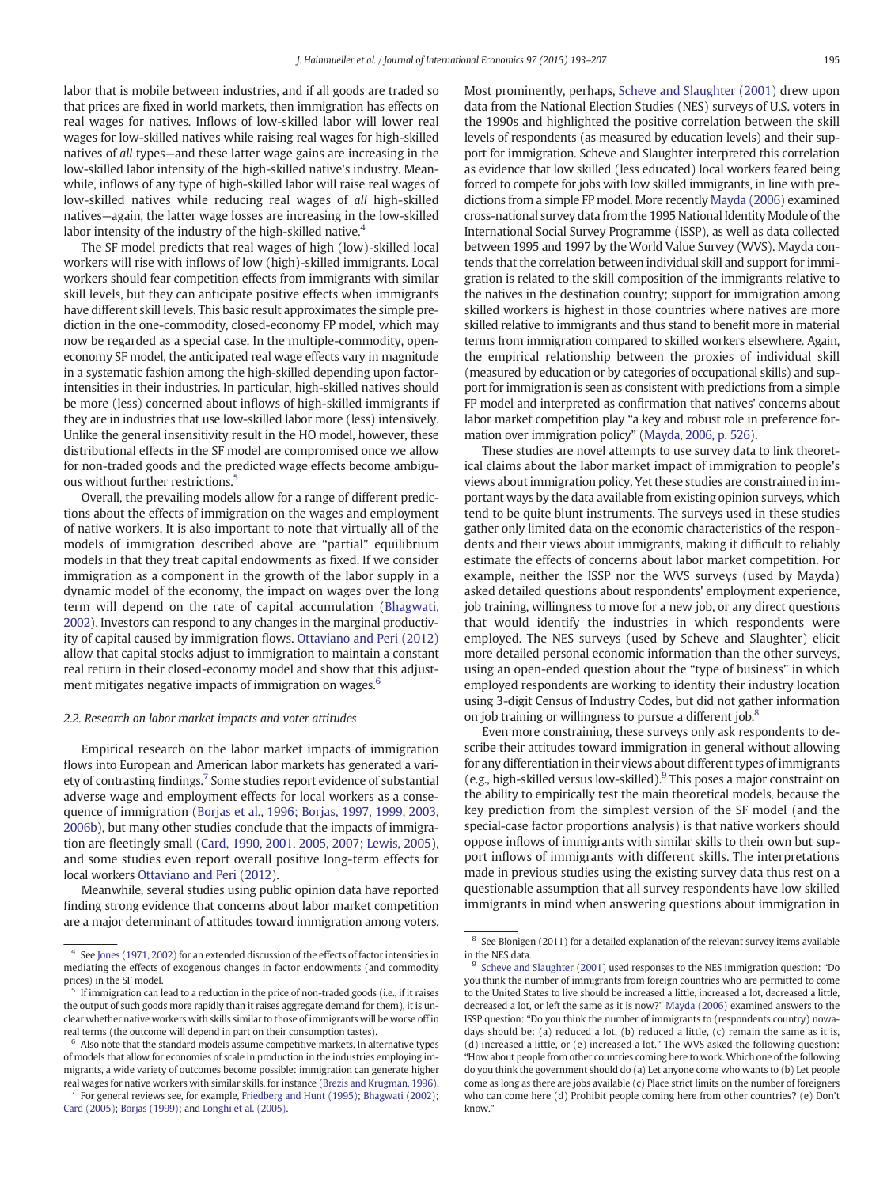labor that is mobile between industries, and if all goods are traded so that prices are fixed in world markets, then immigration has effects on real wages for natives. Inflows of low-skilled labor will lower real wages for low-skilled natives while raising real wages for high-skilled natives of *all* types—and these latter wage gains are increasing in the low-skilled labor intensity of the high-skilled native's industry. Meanwhile, inflows of any type of high-skilled labor will raise real wages of low-skilled natives while reducing real wages of *all* high-skilled natives—again, the latter wage losses are increasing in the low-skilled labor intensity of the industry of the high-skilled native.[4]

The SF model predicts that real wages of high (low)-skilled local workers will rise with inflows of low (high)-skilled immigrants. Local workers should fear competition effects from immigrants with similar skill levels, but they can anticipate positive effects when immigrants have different skill levels. This basic result approximates the simple prediction in the one-commodity, closed-economy FP model, which may now be regarded as a special case. In the multiple-commodity, open-economy SF model, the anticipated real wage effects vary in magnitude in a systematic fashion among the high-skilled depending upon factor-intensities in their industries. In particular, high-skilled natives should be more (less) concerned about inflows of high-skilled immigrants if they are in industries that use low-skilled labor more (less) intensively. Unlike the general insensitivity result in the HO model, however, these distributional effects in the SF model are compromised once we allow for non-traded goods and the predicted wage effects become ambiguous without further restrictions.[5]

Overall, the prevailing models allow for a range of different predictions about the effects of immigration on the wages and employment of native workers. It is also important to note that virtually all of the models of immigration described above are "partial" equilibrium models in that they treat capital endowments as fixed. If we consider immigration as a component in the growth of the labor supply in a dynamic model of the economy, the impact on wages over the long term will depend on the rate of capital accumulation (Bhagwati, 2002). Investors can respond to any changes in the marginal productivity of capital caused by immigration flows. Ottaviano and Peri (2012) allow that capital stocks adjust to immigration to maintain a constant real return in their closed-economy model and show that this adjustment mitigates negative impacts of immigration on wages.[6]

### 2.2. Research on labor market impacts and voter attitudes

Empirical research on the labor market impacts of immigration flows into European and American labor markets has generated a variety of contrasting findings.[7] Some studies report evidence of substantial adverse wage and employment effects for local workers as a consequence of immigration (Borjas et al., 1996; Borjas, 1997, 1999, 2003, 2006b), but many other studies conclude that the impacts of immigration are fleetingly small (Card, 1990, 2001, 2005, 2007; Lewis, 2005), and some studies even report overall positive long-term effects for local workers Ottaviano and Peri (2012).

Meanwhile, several studies using public opinion data have reported finding strong evidence that concerns about labor market competition are a major determinant of attitudes toward immigration among voters. Most prominently, perhaps, Scheve and Slaughter (2001) drew upon data from the National Election Studies (NES) surveys of U.S. voters in the 1990s and highlighted the positive correlation between the skill levels of respondents (as measured by education levels) and their support for immigration. Scheve and Slaughter interpreted this correlation as evidence that low skilled (less educated) local workers feared being forced to compete for jobs with low skilled immigrants, in line with predictions from a simple FP model. More recently Mayda (2006) examined cross-national survey data from the 1995 National Identity Module of the International Social Survey Programme (ISSP), as well as data collected between 1995 and 1997 by the World Value Survey (WVS). Mayda contends that the correlation between individual skill and support for immigration is related to the skill composition of the immigrants relative to the natives in the destination country; support for immigration among skilled workers is highest in those countries where natives are more skilled relative to immigrants and thus stand to benefit more in material terms from immigration compared to skilled workers elsewhere. Again, the empirical relationship between the proxies of individual skill (measured by education or by categories of occupational skills) and support for immigration is seen as consistent with predictions from a simple FP model and interpreted as confirmation that natives' concerns about labor market competition play "a key and robust role in preference formation over immigration policy" (Mayda, 2006, p. 526).

These studies are novel attempts to use survey data to link theoretical claims about the labor market impact of immigration to people's views about immigration policy. Yet these studies are constrained in important ways by the data available from existing opinion surveys, which tend to be quite blunt instruments. The surveys used in these studies gather only limited data on the economic characteristics of the respondents and their views about immigrants, making it difficult to reliably estimate the effects of concerns about labor market competition. For example, neither the ISSP nor the WVS surveys (used by Mayda) asked detailed questions about respondents' employment experience, job training, willingness to move for a new job, or any direct questions that would identify the industries in which respondents were employed. The NES surveys (used by Scheve and Slaughter) elicit more detailed personal economic information than the other surveys, using an open-ended question about the "type of business" in which employed respondents are working to identity their industry location using 3-digit Census of Industry Codes, but did not gather information on job training or willingness to pursue a different job.[8]

Even more constraining, these surveys only ask respondents to describe their attitudes toward immigration in general without allowing for any differentiation in their views about different types of immigrants (e.g., high-skilled versus low-skilled).[9] This poses a major constraint on the ability to empirically test the main theoretical models, because the key prediction from the simplest version of the SF model (and the special-case factor proportions analysis) is that native workers should oppose inflows of immigrants with similar skills to their own but support inflows of immigrants with different skills. The interpretations made in previous studies using the existing survey data thus rest on a questionable assumption that all survey respondents have low skilled immigrants in mind when answering questions about immigration in

---

[4] See Jones (1971, 2002) for an extended discussion of the effects of factor intensities in mediating the effects of exogenous changes in factor endowments (and commodity prices) in the SF model.

[5] If immigration can lead to a reduction in the price of non-traded goods (i.e., if it raises the output of such goods more rapidly than it raises aggregate demand for them), it is unclear whether native workers with skills similar to those of immigrants will be worse off in real terms (the outcome will depend in part on their consumption tastes).

[6] Also note that the standard models assume competitive markets. In alternative types of models that allow for economies of scale in production in the industries employing immigrants, a wide variety of outcomes become possible: immigration can generate higher real wages for native workers with similar skills, for instance (Brezis and Krugman, 1996).

[7] For general reviews see, for example, Friedberg and Hunt (1995); Bhagwati (2002); Card (2005); Borjas (1999); and Longhi et al. (2005).

[8] See Blonigen (2011) for a detailed explanation of the relevant survey items available in the NES data.

[9] Scheve and Slaughter (2001) used responses to the NES immigration question: "Do you think the number of immigrants from foreign countries who are permitted to come to the United States to live should be increased a little, increased a lot, decreased a little, decreased a lot, or left the same as it is now?" Mayda (2006) examined answers to the ISSP question: "Do you think the number of immigrants to (respondents country) nowadays should be: (a) reduced a lot, (b) reduced a little, (c) remain the same as it is, (d) increased a little, or (e) increased a lot." The WVS asked the following question: "How about people from other countries coming here to work. Which one of the following do you think the government should do (a) Let anyone come who wants to (b) Let people come as long as there are jobs available (c) Place strict limits on the number of foreigners who can come here (d) Prohibit people coming here from other countries? (e) Don't know."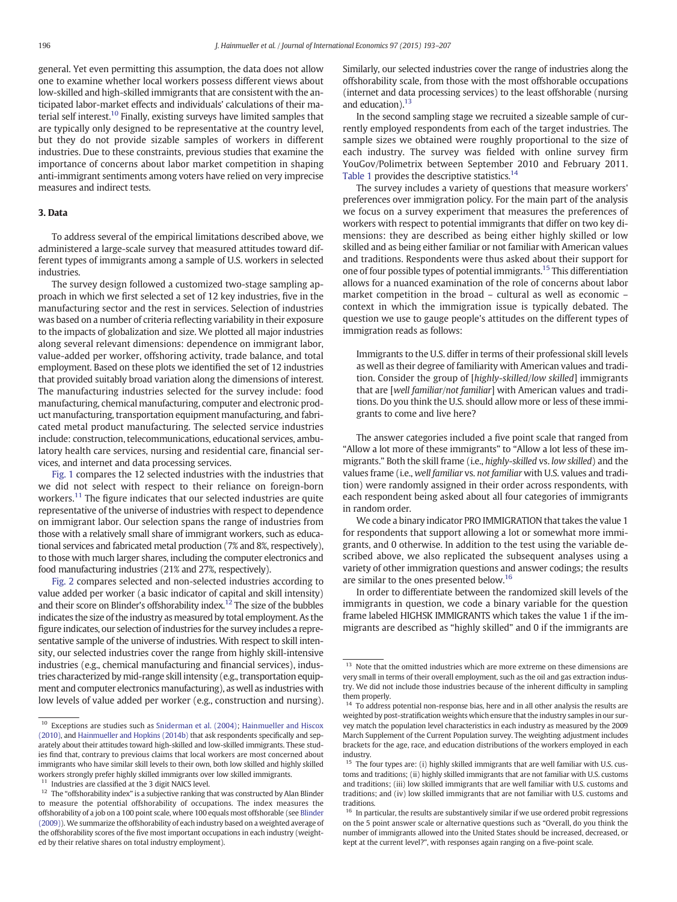general. Yet even permitting this assumption, the data does not allow one to examine whether local workers possess different views about low-skilled and high-skilled immigrants that are consistent with the anticipated labor-market effects and individuals' calculations of their material self interest.[10] Finally, existing surveys have limited samples that are typically only designed to be representative at the country level, but they do not provide sizable samples of workers in different industries. Due to these constraints, previous studies that examine the importance of concerns about labor market competition in shaping anti-immigrant sentiments among voters have relied on very imprecise measures and indirect tests.

## 3. Data

To address several of the empirical limitations described above, we administered a large-scale survey that measured attitudes toward different types of immigrants among a sample of U.S. workers in selected industries.

The survey design followed a customized two-stage sampling approach in which we first selected a set of 12 key industries, five in the manufacturing sector and the rest in services. Selection of industries was based on a number of criteria reflecting variability in their exposure to the impacts of globalization and size. We plotted all major industries along several relevant dimensions: dependence on immigrant labor, value-added per worker, offshoring activity, trade balance, and total employment. Based on these plots we identified the set of 12 industries that provided suitably broad variation along the dimensions of interest. The manufacturing industries selected for the survey include: food manufacturing, chemical manufacturing, computer and electronic product manufacturing, transportation equipment manufacturing, and fabricated metal product manufacturing. The selected service industries include: construction, telecommunications, educational services, ambulatory health care services, nursing and residential care, financial services, and internet and data processing services.

Fig. 1 compares the 12 selected industries with the industries that we did not select with respect to their reliance on foreign-born workers.[11] The figure indicates that our selected industries are quite representative of the universe of industries with respect to dependence on immigrant labor. Our selection spans the range of industries from those with a relatively small share of immigrant workers, such as educational services and fabricated metal production (7% and 8%, respectively), to those with much larger shares, including the computer electronics and food manufacturing industries (21% and 27%, respectively).

Fig. 2 compares selected and non-selected industries according to value added per worker (a basic indicator of capital and skill intensity) and their score on Blinder's offshorability index.[12] The size of the bubbles indicates the size of the industry as measured by total employment. As the figure indicates, our selection of industries for the survey includes a representative sample of the universe of industries. With respect to skill intensity, our selected industries cover the range from highly skill-intensive industries (e.g., chemical manufacturing and financial services), industries characterized by mid-range skill intensity (e.g., transportation equipment and computer electronics manufacturing), as well as industries with low levels of value added per worker (e.g., construction and nursing). Similarly, our selected industries cover the range of industries along the offshorability scale, from those with the most offshorable occupations (internet and data processing services) to the least offshorable (nursing and education).[13]

In the second sampling stage we recruited a sizeable sample of currently employed respondents from each of the target industries. The sample sizes we obtained were roughly proportional to the size of each industry. The survey was fielded with online survey firm YouGov/Polimetrix between September 2010 and February 2011. Table 1 provides the descriptive statistics.[14]

The survey includes a variety of questions that measure workers' preferences over immigration policy. For the main part of the analysis we focus on a survey experiment that measures the preferences of workers with respect to potential immigrants that differ on two key dimensions: they are described as being either highly skilled or low skilled and as being either familiar or not familiar with American values and traditions. Respondents were thus asked about their support for one of four possible types of potential immigrants.[15] This differentiation allows for a nuanced examination of the role of concerns about labor market competition in the broad – cultural as well as economic – context in which the immigration issue is typically debated. The question we use to gauge people's attitudes on the different types of immigration reads as follows:

> Immigrants to the U.S. differ in terms of their professional skill levels as well as their degree of familiarity with American values and tradition. Consider the group of [*highly-skilled*/*low skilled*] immigrants that are [*well familiar*/*not familiar*] with American values and traditions. Do you think the U.S. should allow more or less of these immigrants to come and live here?

The answer categories included a five point scale that ranged from "Allow a lot more of these immigrants" to "Allow a lot less of these immigrants." Both the skill frame (i.e., *highly-skilled* vs. *low skilled*) and the values frame (i.e., *well familiar* vs. *not familiar* with U.S. values and tradition) were randomly assigned in their order across respondents, with each respondent being asked about all four categories of immigrants in random order.

We code a binary indicator PRO IMMIGRATION that takes the value 1 for respondents that support allowing a lot or somewhat more immigrants, and 0 otherwise. In addition to the test using the variable described above, we also replicated the subsequent analyses using a variety of other immigration questions and answer codings; the results are similar to the ones presented below.[16]

In order to differentiate between the randomized skill levels of the immigrants in question, we code a binary variable for the question frame labeled HIGHSK IMMIGRANTS which takes the value 1 if the immigrants are described as "highly skilled" and 0 if the immigrants are

---

[10] Exceptions are studies such as Sniderman et al. (2004); Hainmueller and Hiscox (2010), and Hainmueller and Hopkins (2014b) that ask respondents specifically and separately about their attitudes toward high-skilled and low-skilled immigrants. These studies find that, contrary to previous claims that local workers are most concerned about immigrants who have similar skill levels to their own, both low skilled and highly skilled workers strongly prefer highly skilled immigrants over low skilled immigrants.

[11] Industries are classified at the 3 digit NAICS level.

[12] The "offshorability index" is a subjective ranking that was constructed by Alan Blinder to measure the potential offshorability of occupations. The index measures the offshorability of a job on a 100 point scale, where 100 equals most offshorable (see Blinder (2009)). We summarize the offshorability of each industry based on a weighted average of the offshorability scores of the five most important occupations in each industry (weighted by their relative shares on total industry employment).

[13] Note that the omitted industries which are more extreme on these dimensions are very small in terms of their overall employment, such as the oil and gas extraction industry. We did not include those industries because of the inherent difficulty in sampling them properly.

[14] To address potential non-response bias, here and in all other analysis the results are weighted by post-stratification weights which ensure that the industry samples in our survey match the population level characteristics in each industry as measured by the 2009 March Supplement of the Current Population survey. The weighting adjustment includes brackets for the age, race, and education distributions of the workers employed in each industry.

[15] The four types are: (i) highly skilled immigrants that are well familiar with U.S. customs and traditions; (ii) highly skilled immigrants that are not familiar with U.S. customs and traditions; (iii) low skilled immigrants that are well familiar with U.S. customs and traditions; and (iv) low skilled immigrants that are not familiar with U.S. customs and traditions.

[16] In particular, the results are substantively similar if we use ordered probit regressions on the 5 point answer scale or alternative questions such as "Overall, do you think the number of immigrants allowed into the United States should be increased, decreased, or kept at the current level?", with responses again ranging on a five-point scale.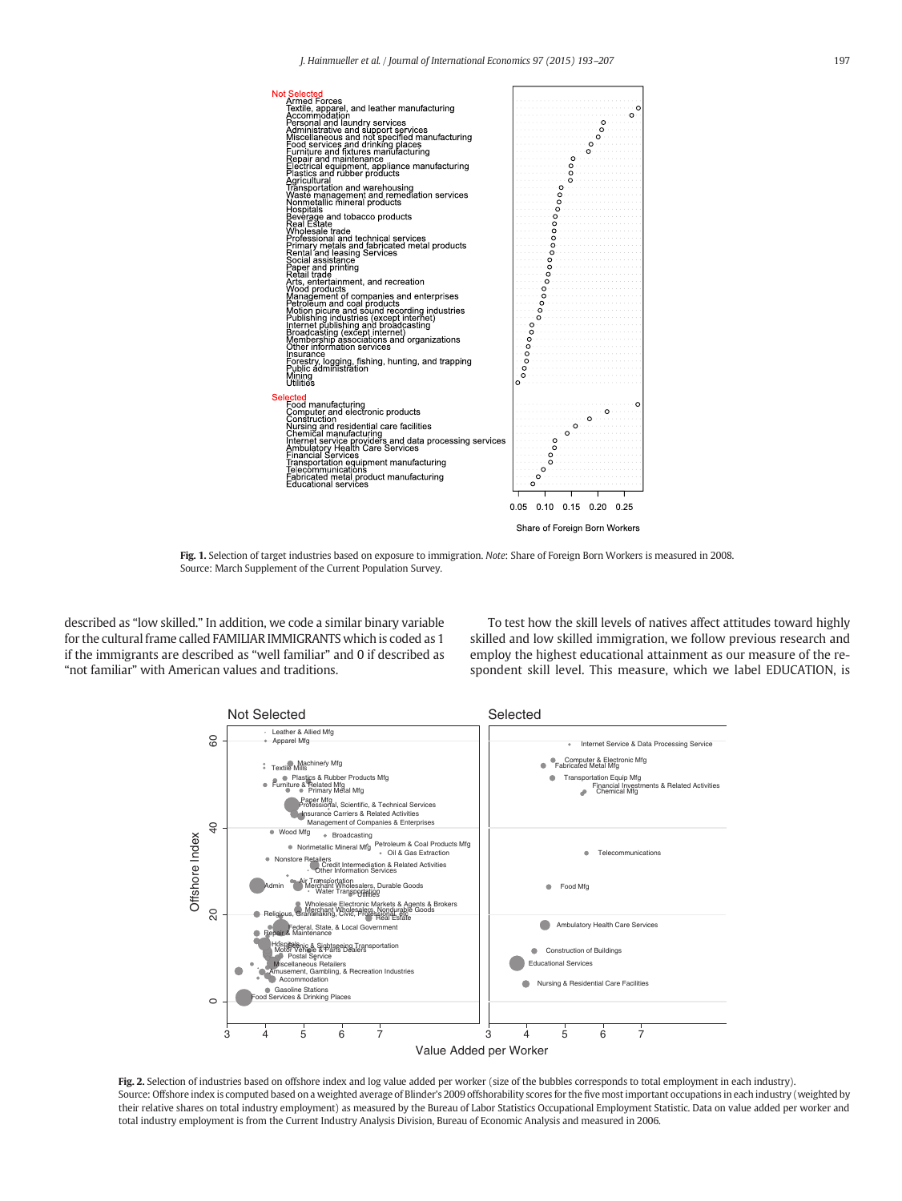Fig. 1. Selection of target industries based on exposure to immigration. *Note*: Share of Foreign Born Workers is measured in 2008. Source: March Supplement of the Current Population Survey.

described as "low skilled." In addition, we code a similar binary variable for the cultural frame called FAMILIAR IMMIGRANTS which is coded as 1 if the immigrants are described as "well familiar" and 0 if described as "not familiar" with American values and traditions.

To test how the skill levels of natives affect attitudes toward highly skilled and low skilled immigration, we follow previous research and employ the highest educational attainment as our measure of the respondent skill level. This measure, which we label EDUCATION, is

Fig. 2. Selection of industries based on offshore index and log value added per worker (size of the bubbles corresponds to total employment in each industry). Source: Offshore index is computed based on a weighted average of Blinder's 2009 offshorability scores for the five most important occupations in each industry (weighted by their relative shares on total industry employment) as measured by the Bureau of Labor Statistics Occupational Employment Statistic. Data on value added per worker and total industry employment is from the Current Industry Analysis Division, Bureau of Economic Analysis and measured in 2006.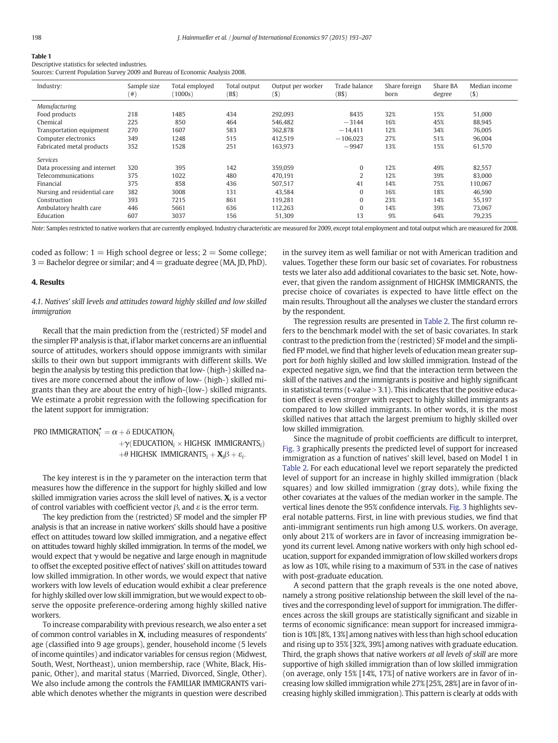**Table 1**
Descriptive statistics for selected industries.
Sources: Current Population Survey 2009 and Bureau of Economic Analysis 2008.

| Industry: | Sample size (#) | Total employed (1000s) | Total output (B$) | Output per worker ($) | Trade balance (B$) | Share foreign born | Share BA degree | Median income ($) |
|---|---|---|---|---|---|---|---|---|
| *Manufacturing* | | | | | | | | |
| Food products | 218 | 1485 | 434 | 292,093 | 8435 | 32% | 15% | 51,000 |
| Chemical | 225 | 850 | 464 | 546,482 | −3144 | 16% | 45% | 88,945 |
| Transportation equipment | 270 | 1607 | 583 | 362,878 | −14,411 | 12% | 34% | 76,005 |
| Computer electronics | 349 | 1248 | 515 | 412,519 | −106,023 | 27% | 51% | 96,004 |
| Fabricated metal products | 352 | 1528 | 251 | 163,973 | −9947 | 13% | 15% | 61,570 |
| *Services* | | | | | | | | |
| Data processing and internet | 320 | 395 | 142 | 359,059 | 0 | 12% | 49% | 82,557 |
| Telecommunications | 375 | 1022 | 480 | 470,191 | 2 | 12% | 39% | 83,000 |
| Financial | 375 | 858 | 436 | 507,517 | 41 | 14% | 75% | 110,067 |
| Nursing and residential care | 382 | 3008 | 131 | 43,584 | 0 | 16% | 18% | 46,590 |
| Construction | 393 | 7215 | 861 | 119,281 | 0 | 23% | 14% | 55,197 |
| Ambulatory health care | 446 | 5661 | 636 | 112,263 | 0 | 14% | 39% | 73,067 |
| Education | 607 | 3037 | 156 | 51,309 | 13 | 9% | 64% | 79,235 |

*Note*: Samples restricted to native workers that are currently employed. Industry characteristic are measured for 2009, except total employment and total output which are measured for 2008.

coded as follow: 1 = High school degree or less; 2 = Some college; 3 = Bachelor degree or similar; and 4 = graduate degree (MA, JD, PhD).

## 4. Results

### 4.1. Natives' skill levels and attitudes toward highly skilled and low skilled immigration

Recall that the main prediction from the (restricted) SF model and the simpler FP analysis is that, if labor market concerns are an influential source of attitudes, workers should oppose immigrants with similar skills to their own but support immigrants with different skills. We begin the analysis by testing this prediction that low- (high-) skilled natives are more concerned about the inflow of low- (high-) skilled migrants than they are about the entry of high-(low-) skilled migrants. We estimate a probit regression with the following specification for the latent support for immigration:

$$\begin{aligned}\text{PRO IMMIGRATION}_i^{\star} = \alpha &+ \delta\ \text{EDUCATION}_i \\ &+ \gamma(\text{EDUCATION}_i \times \text{HIGHSK IMMIGRANTS}_i) \\ &+ \theta\ \text{HIGHSK IMMIGRANTS}_i + \mathbf{X}_i\beta + \varepsilon_i.\end{aligned}$$

The key interest is in the $\gamma$ parameter on the interaction term that measures how the difference in the support for highly skilled and low skilled immigration varies across the skill level of natives. $\mathbf{X}_i$ is a vector of control variables with coefficient vector $\beta$, and $\varepsilon$ is the error term.

The key prediction from the (restricted) SF model and the simpler FP analysis is that an increase in native workers' skills should have a positive effect on attitudes toward low skilled immigration, and a negative effect on attitudes toward highly skilled immigration. In terms of the model, we would expect that $\gamma$ would be negative and large enough in magnitude to offset the excepted positive effect of natives' skill on attitudes toward low skilled immigration. In other words, we would expect that native workers with low levels of education would exhibit a clear preference for highly skilled over low skill immigration, but we would expect to observe the opposite preference-ordering among highly skilled native workers.

To increase comparability with previous research, we also enter a set of common control variables in **X**, including measures of respondents' age (classified into 9 age groups), gender, household income (5 levels of income quintiles) and indicator variables for census region (Midwest, South, West, Northeast), union membership, race (White, Black, Hispanic, Other), and marital status (Married, Divorced, Single, Other). We also include among the controls the FAMILIAR IMMIGRANTS variable which denotes whether the migrants in question were described in the survey item as well familiar or not with American tradition and values. Together these form our basic set of covariates. For robustness tests we later also add additional covariates to the basic set. Note, however, that given the random assignment of HIGHSK IMMIGRANTS, the precise choice of covariates is expected to have little effect on the main results. Throughout all the analyses we cluster the standard errors by the respondent.

The regression results are presented in Table 2. The first column refers to the benchmark model with the set of basic covariates. In stark contrast to the prediction from the (restricted) SF model and the simplified FP model, we find that higher levels of education mean greater support for *both* highly skilled and low skilled immigration. Instead of the expected negative sign, we find that the interaction term between the skill of the natives and the immigrants is positive and highly significant in statistical terms (t-value > 3.1). This indicates that the positive education effect is even *stronger* with respect to highly skilled immigrants as compared to low skilled immigrants. In other words, it is the most skilled natives that attach the largest premium to highly skilled over low skilled immigration.

Since the magnitude of probit coefficients are difficult to interpret, Fig. 3 graphically presents the predicted level of support for increased immigration as a function of natives' skill level, based on Model 1 in Table 2. For each educational level we report separately the predicted level of support for an increase in highly skilled immigration (black squares) and low skilled immigration (gray dots), while fixing the other covariates at the values of the median worker in the sample. The vertical lines denote the 95% confidence intervals. Fig. 3 highlights several notable patterns. First, in line with previous studies, we find that anti-immigrant sentiments run high among U.S. workers. On average, only about 21% of workers are in favor of increasing immigration beyond its current level. Among native workers with only high school education, support for expanded immigration of low skilled workers drops as low as 10%, while rising to a maximum of 53% in the case of natives with post-graduate education.

A second pattern that the graph reveals is the one noted above, namely a strong positive relationship between the skill level of the natives and the corresponding level of support for immigration. The differences across the skill groups are statistically significant and sizable in terms of economic significance: mean support for increased immigration is 10% [8%, 13%] among natives with less than high school education and rising up to 35% [32%, 39%] among natives with graduate education. Third, the graph shows that native workers *at all levels of skill* are more supportive of high skilled immigration than of low skilled immigration (on average, only 15% [14%, 17%] of native workers are in favor of increasing low skilled immigration while 27% [25%, 28%] are in favor of increasing highly skilled immigration). This pattern is clearly at odds with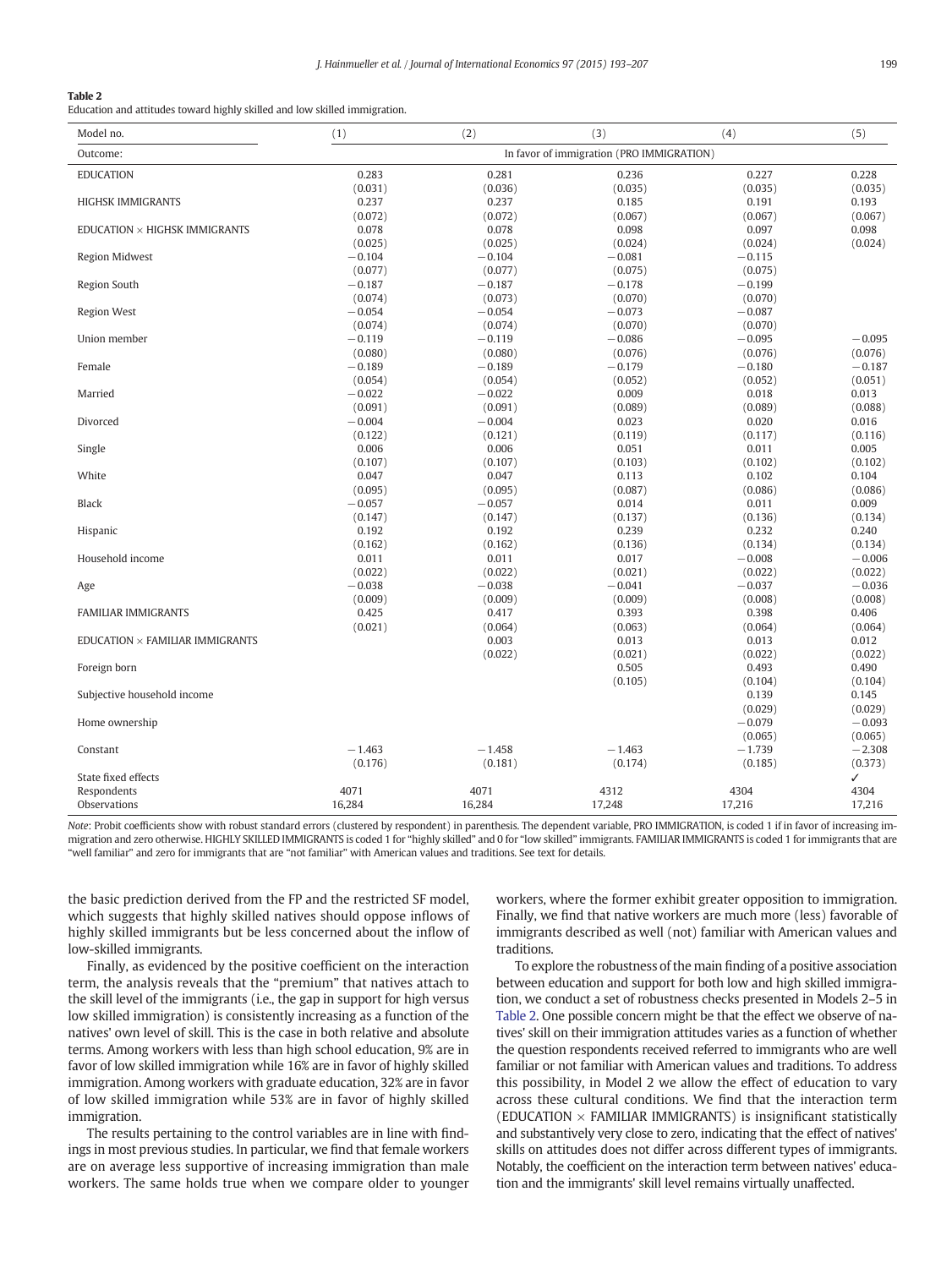**Table 2**
Education and attitudes toward highly skilled and low skilled immigration.

| Model no. | (1) | (2) | (3) | (4) | (5) |
|---|---|---|---|---|---|
| Outcome: | In favor of immigration (PRO IMMIGRATION) | | | | |
| EDUCATION | 0.283 | 0.281 | 0.236 | 0.227 | 0.228 |
| | (0.031) | (0.036) | (0.035) | (0.035) | (0.035) |
| HIGHSK IMMIGRANTS | 0.237 | 0.237 | 0.185 | 0.191 | 0.193 |
| | (0.072) | (0.072) | (0.067) | (0.067) | (0.067) |
| EDUCATION × HIGHSK IMMIGRANTS | 0.078 | 0.078 | 0.098 | 0.097 | 0.098 |
| | (0.025) | (0.025) | (0.024) | (0.024) | (0.024) |
| Region Midwest | −0.104 | −0.104 | −0.081 | −0.115 | |
| | (0.077) | (0.077) | (0.075) | (0.075) | |
| Region South | −0.187 | −0.187 | −0.178 | −0.199 | |
| | (0.074) | (0.073) | (0.070) | (0.070) | |
| Region West | −0.054 | −0.054 | −0.073 | −0.087 | |
| | (0.074) | (0.074) | (0.070) | (0.070) | |
| Union member | −0.119 | −0.119 | −0.086 | −0.095 | −0.095 |
| | (0.080) | (0.080) | (0.076) | (0.076) | (0.076) |
| Female | −0.189 | −0.189 | −0.179 | −0.180 | −0.187 |
| | (0.054) | (0.054) | (0.052) | (0.052) | (0.051) |
| Married | −0.022 | −0.022 | 0.009 | 0.018 | 0.013 |
| | (0.091) | (0.091) | (0.089) | (0.089) | (0.088) |
| Divorced | −0.004 | −0.004 | 0.023 | 0.020 | 0.016 |
| | (0.122) | (0.121) | (0.119) | (0.117) | (0.116) |
| Single | 0.006 | 0.006 | 0.051 | 0.011 | 0.005 |
| | (0.107) | (0.107) | (0.103) | (0.102) | (0.102) |
| White | 0.047 | 0.047 | 0.113 | 0.102 | 0.104 |
| | (0.095) | (0.095) | (0.087) | (0.086) | (0.086) |
| Black | −0.057 | −0.057 | 0.014 | 0.011 | 0.009 |
| | (0.147) | (0.147) | (0.137) | (0.136) | (0.134) |
| Hispanic | 0.192 | 0.192 | 0.239 | 0.232 | 0.240 |
| | (0.162) | (0.162) | (0.136) | (0.134) | (0.134) |
| Household income | 0.011 | 0.011 | 0.017 | −0.008 | −0.006 |
| | (0.022) | (0.022) | (0.021) | (0.022) | (0.022) |
| Age | −0.038 | −0.038 | −0.041 | −0.037 | −0.036 |
| | (0.009) | (0.009) | (0.009) | (0.008) | (0.008) |
| FAMILIAR IMMIGRANTS | 0.425 | 0.417 | 0.393 | 0.398 | 0.406 |
| | (0.021) | (0.064) | (0.063) | (0.064) | (0.064) |
| EDUCATION × FAMILIAR IMMIGRANTS | | 0.003 | 0.013 | 0.013 | 0.012 |
| | | (0.022) | (0.021) | (0.022) | (0.022) |
| Foreign born | | | 0.505 | 0.493 | 0.490 |
| | | | (0.105) | (0.104) | (0.104) |
| Subjective household income | | | | 0.139 | 0.145 |
| | | | | (0.029) | (0.029) |
| Home ownership | | | | −0.079 | −0.093 |
| | | | | (0.065) | (0.065) |
| Constant | −1.463 | −1.458 | −1.463 | −1.739 | −2.308 |
| | (0.176) | (0.181) | (0.174) | (0.185) | (0.373) |
| State fixed effects | | | | | ✓ |
| Respondents | 4071 | 4071 | 4312 | 4304 | 4304 |
| Observations | 16,284 | 16,284 | 17,248 | 17,216 | 17,216 |

*Note*: Probit coefficients show with robust standard errors (clustered by respondent) in parenthesis. The dependent variable, PRO IMMIGRATION, is coded 1 if in favor of increasing immigration and zero otherwise. HIGHLY SKILLED IMMIGRANTS is coded 1 for "highly skilled" and 0 for "low skilled" immigrants. FAMILIAR IMMIGRANTS is coded 1 for immigrants that are "well familiar" and zero for immigrants that are "not familiar" with American values and traditions. See text for details.

the basic prediction derived from the FP and the restricted SF model, which suggests that highly skilled natives should oppose inflows of highly skilled immigrants but be less concerned about the inflow of low-skilled immigrants.

Finally, as evidenced by the positive coefficient on the interaction term, the analysis reveals that the "premium" that natives attach to the skill level of the immigrants (i.e., the gap in support for high versus low skilled immigration) is consistently increasing as a function of the natives' own level of skill. This is the case in both relative and absolute terms. Among workers with less than high school education, 9% are in favor of low skilled immigration while 16% are in favor of highly skilled immigration. Among workers with graduate education, 32% are in favor of low skilled immigration while 53% are in favor of highly skilled immigration.

The results pertaining to the control variables are in line with findings in most previous studies. In particular, we find that female workers are on average less supportive of increasing immigration than male workers. The same holds true when we compare older to younger workers, where the former exhibit greater opposition to immigration. Finally, we find that native workers are much more (less) favorable of immigrants described as well (not) familiar with American values and traditions.

To explore the robustness of the main finding of a positive association between education and support for both low and high skilled immigration, we conduct a set of robustness checks presented in Models 2–5 in Table 2. One possible concern might be that the effect we observe of natives' skill on their immigration attitudes varies as a function of whether the question respondents received referred to immigrants who are well familiar or not familiar with American values and traditions. To address this possibility, in Model 2 we allow the effect of education to vary across these cultural conditions. We find that the interaction term (EDUCATION × FAMILIAR IMMIGRANTS) is insignificant statistically and substantively very close to zero, indicating that the effect of natives' skills on attitudes does not differ across different types of immigrants. Notably, the coefficient on the interaction term between natives' education and the immigrants' skill level remains virtually unaffected.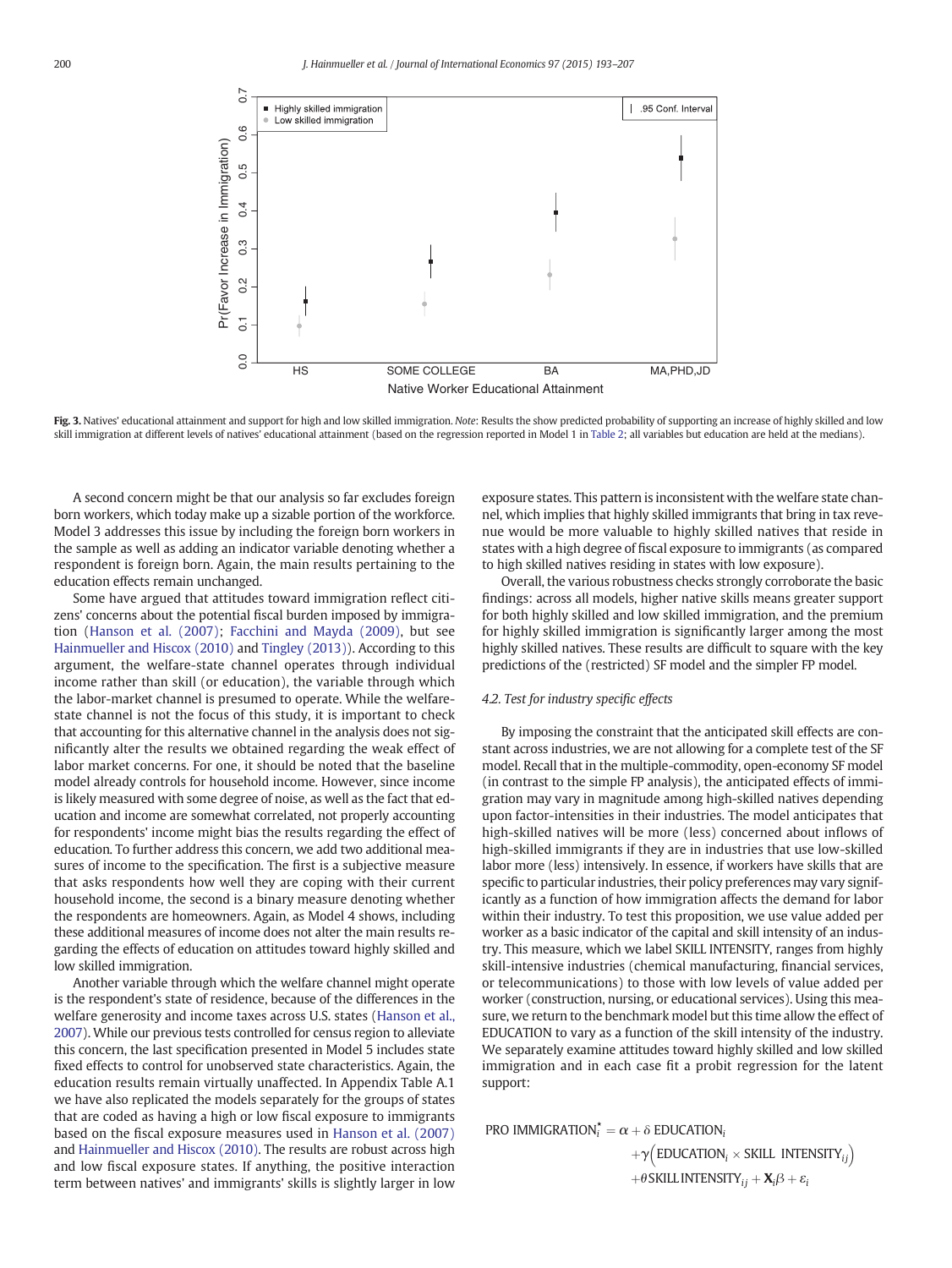Fig. 3. Natives' educational attainment and support for high and low skilled immigration. *Note*: Results the show predicted probability of supporting an increase of highly skilled and low skill immigration at different levels of natives' educational attainment (based on the regression reported in Model 1 in Table 2; all variables but education are held at the medians).

A second concern might be that our analysis so far excludes foreign born workers, which today make up a sizable portion of the workforce. Model 3 addresses this issue by including the foreign born workers in the sample as well as adding an indicator variable denoting whether a respondent is foreign born. Again, the main results pertaining to the education effects remain unchanged.

Some have argued that attitudes toward immigration reflect citizens' concerns about the potential fiscal burden imposed by immigration (Hanson et al. (2007); Facchini and Mayda (2009), but see Hainmueller and Hiscox (2010) and Tingley (2013)). According to this argument, the welfare-state channel operates through individual income rather than skill (or education), the variable through which the labor-market channel is presumed to operate. While the welfare-state channel is not the focus of this study, it is important to check that accounting for this alternative channel in the analysis does not significantly alter the results we obtained regarding the weak effect of labor market concerns. For one, it should be noted that the baseline model already controls for household income. However, since income is likely measured with some degree of noise, as well as the fact that education and income are somewhat correlated, not properly accounting for respondents' income might bias the results regarding the effect of education. To further address this concern, we add two additional measures of income to the specification. The first is a subjective measure that asks respondents how well they are coping with their current household income, the second is a binary measure denoting whether the respondents are homeowners. Again, as Model 4 shows, including these additional measures of income does not alter the main results regarding the effects of education on attitudes toward highly skilled and low skilled immigration.

Another variable through which the welfare channel might operate is the respondent's state of residence, because of the differences in the welfare generosity and income taxes across U.S. states (Hanson et al., 2007). While our previous tests controlled for census region to alleviate this concern, the last specification presented in Model 5 includes state fixed effects to control for unobserved state characteristics. Again, the education results remain virtually unaffected. In Appendix Table A.1 we have also replicated the models separately for the groups of states that are coded as having a high or low fiscal exposure to immigrants based on the fiscal exposure measures used in Hanson et al. (2007) and Hainmueller and Hiscox (2010). The results are robust across high and low fiscal exposure states. If anything, the positive interaction term between natives' and immigrants' skills is slightly larger in low exposure states. This pattern is inconsistent with the welfare state channel, which implies that highly skilled immigrants that bring in tax revenue would be more valuable to highly skilled natives that reside in states with a high degree of fiscal exposure to immigrants (as compared to high skilled natives residing in states with low exposure).

Overall, the various robustness checks strongly corroborate the basic findings: across all models, higher native skills means greater support for both highly skilled and low skilled immigration, and the premium for highly skilled immigration is significantly larger among the most highly skilled natives. These results are difficult to square with the key predictions of the (restricted) SF model and the simpler FP model.

### 4.2. Test for industry specific effects

By imposing the constraint that the anticipated skill effects are constant across industries, we are not allowing for a complete test of the SF model. Recall that in the multiple-commodity, open-economy SF model (in contrast to the simple FP analysis), the anticipated effects of immigration may vary in magnitude among high-skilled natives depending upon factor-intensities in their industries. The model anticipates that high-skilled natives will be more (less) concerned about inflows of high-skilled immigrants if they are in industries that use low-skilled labor more (less) intensively. In essence, if workers have skills that are specific to particular industries, their policy preferences may vary significantly as a function of how immigration affects the demand for labor within their industry. To test this proposition, we use value added per worker as a basic indicator of the capital and skill intensity of an industry. This measure, which we label SKILL INTENSITY, ranges from highly skill-intensive industries (chemical manufacturing, financial services, or telecommunications) to those with low levels of value added per worker (construction, nursing, or educational services). Using this measure, we return to the benchmark model but this time allow the effect of EDUCATION to vary as a function of the skill intensity of the industry. We separately examine attitudes toward highly skilled and low skilled immigration and in each case fit a probit regression for the latent support:

$$\text{PRO IMMIGRATION}_i^{\star} = \alpha + \delta\, \text{EDUCATION}_i + \gamma\left(\text{EDUCATION}_i \times \text{SKILL INTENSITY}_{ij}\right) + \theta\, \text{SKILL INTENSITY}_{ij} + \mathbf{X}_i\beta + \varepsilon_i$$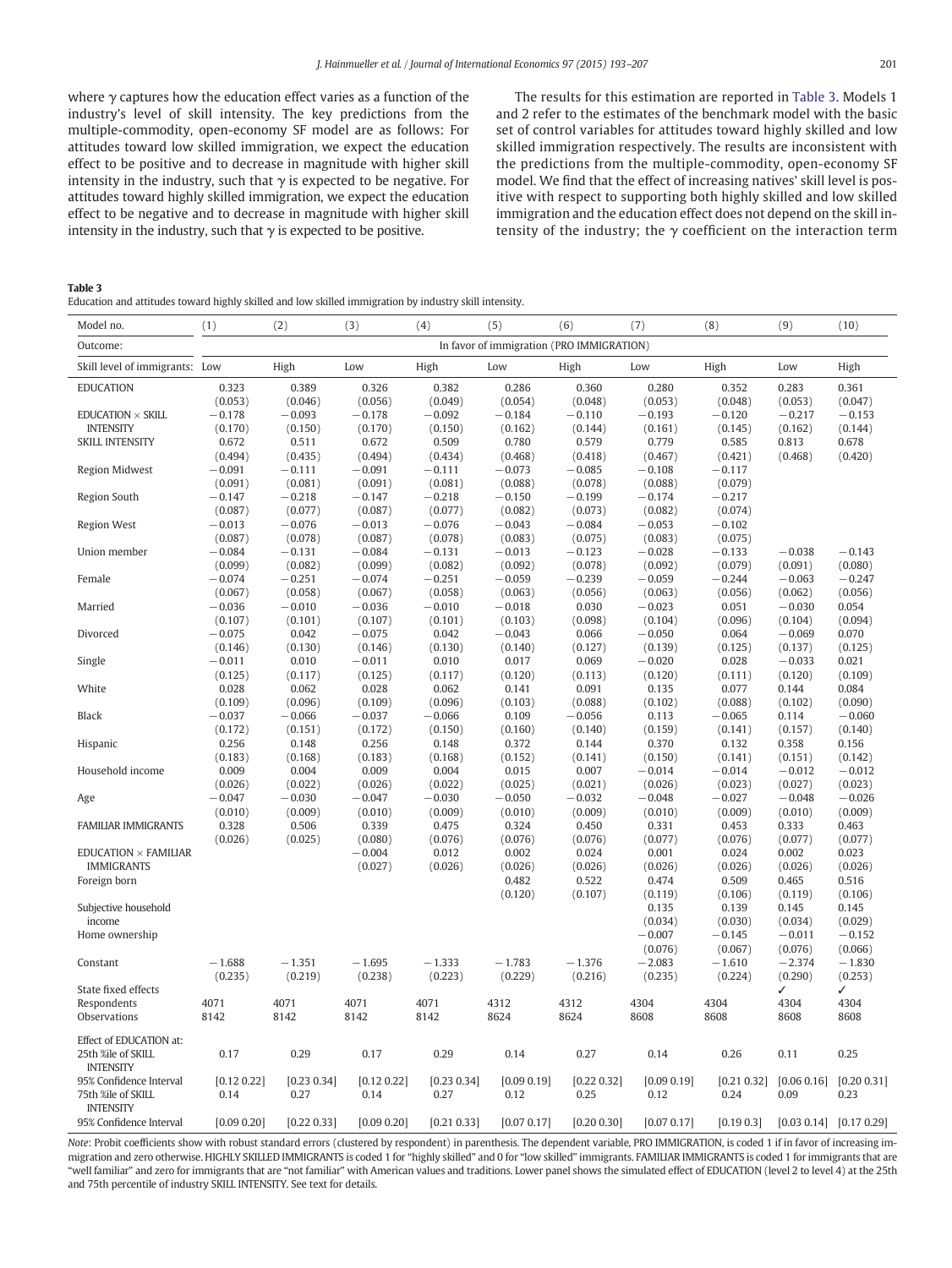where $\gamma$ captures how the education effect varies as a function of the industry's level of skill intensity. The key predictions from the multiple-commodity, open-economy SF model are as follows: For attitudes toward low skilled immigration, we expect the education effect to be positive and to decrease in magnitude with higher skill intensity in the industry, such that $\gamma$ is expected to be negative. For attitudes toward highly skilled immigration, we expect the education effect to be negative and to decrease in magnitude with higher skill intensity in the industry, such that $\gamma$ is expected to be positive.

The results for this estimation are reported in Table 3. Models 1 and 2 refer to the estimates of the benchmark model with the basic set of control variables for attitudes toward highly skilled and low skilled immigration respectively. The results are inconsistent with the predictions from the multiple-commodity, open-economy SF model. We find that the effect of increasing natives' skill level is positive with respect to supporting both highly skilled and low skilled immigration and the education effect does not depend on the skill intensity of the industry; the $\gamma$ coefficient on the interaction term

**Table 3**
Education and attitudes toward highly skilled and low skilled immigration by industry skill intensity.

| Model no. | (1) | (2) | (3) | (4) | (5) | (6) | (7) | (8) | (9) | (10) |
|---|---|---|---|---|---|---|---|---|---|---|
| Outcome: | In favor of immigration (PRO IMMIGRATION) | | | | | | | | | |
| Skill level of immigrants: | Low | High | Low | High | Low | High | Low | High | Low | High |
| EDUCATION | 0.323 | 0.389 | 0.326 | 0.382 | 0.286 | 0.360 | 0.280 | 0.352 | 0.283 | 0.361 |
| | (0.053) | (0.046) | (0.056) | (0.049) | (0.054) | (0.048) | (0.053) | (0.048) | (0.053) | (0.047) |
| EDUCATION × SKILL INTENSITY | −0.178 | −0.093 | −0.178 | −0.092 | −0.184 | −0.110 | −0.193 | −0.120 | −0.217 | −0.153 |
| | (0.170) | (0.150) | (0.170) | (0.150) | (0.162) | (0.144) | (0.161) | (0.145) | (0.162) | (0.144) |
| SKILL INTENSITY | 0.672 | 0.511 | 0.672 | 0.509 | 0.780 | 0.579 | 0.779 | 0.585 | 0.813 | 0.678 |
| | (0.494) | (0.435) | (0.494) | (0.434) | (0.468) | (0.418) | (0.467) | (0.421) | (0.468) | (0.420) |
| Region Midwest | −0.091 | −0.111 | −0.091 | −0.111 | −0.073 | −0.085 | −0.108 | −0.117 | | |
| | (0.091) | (0.081) | (0.091) | (0.081) | (0.088) | (0.078) | (0.088) | (0.079) | | |
| Region South | −0.147 | −0.218 | −0.147 | −0.218 | −0.150 | −0.199 | −0.174 | −0.217 | | |
| | (0.087) | (0.077) | (0.087) | (0.077) | (0.082) | (0.073) | (0.082) | (0.074) | | |
| Region West | −0.013 | −0.076 | −0.013 | −0.076 | −0.043 | −0.084 | −0.053 | −0.102 | | |
| | (0.087) | (0.078) | (0.087) | (0.078) | (0.083) | (0.075) | (0.083) | (0.075) | | |
| Union member | −0.084 | −0.131 | −0.084 | −0.131 | −0.013 | −0.123 | −0.028 | −0.133 | −0.038 | −0.143 |
| | (0.099) | (0.082) | (0.099) | (0.082) | (0.092) | (0.078) | (0.092) | (0.079) | (0.091) | (0.080) |
| Female | −0.074 | −0.251 | −0.074 | −0.251 | −0.059 | −0.239 | −0.059 | −0.244 | −0.063 | −0.247 |
| | (0.067) | (0.058) | (0.067) | (0.058) | (0.063) | (0.056) | (0.063) | (0.056) | (0.062) | (0.056) |
| Married | −0.036 | −0.010 | −0.036 | −0.010 | −0.018 | 0.030 | −0.023 | 0.051 | −0.030 | 0.054 |
| | (0.107) | (0.101) | (0.107) | (0.101) | (0.103) | (0.098) | (0.104) | (0.096) | (0.104) | (0.094) |
| Divorced | −0.075 | 0.042 | −0.075 | 0.042 | −0.043 | 0.066 | −0.050 | 0.064 | −0.069 | 0.070 |
| | (0.146) | (0.130) | (0.146) | (0.130) | (0.140) | (0.127) | (0.139) | (0.125) | (0.137) | (0.125) |
| Single | −0.011 | 0.010 | −0.011 | 0.010 | 0.017 | 0.069 | −0.020 | 0.028 | −0.033 | 0.021 |
| | (0.125) | (0.117) | (0.125) | (0.117) | (0.120) | (0.113) | (0.120) | (0.111) | (0.120) | (0.109) |
| White | 0.028 | 0.062 | 0.028 | 0.062 | 0.141 | 0.091 | 0.135 | 0.077 | 0.144 | 0.084 |
| | (0.109) | (0.096) | (0.109) | (0.096) | (0.103) | (0.088) | (0.102) | (0.088) | (0.102) | (0.090) |
| Black | −0.037 | −0.066 | −0.037 | −0.066 | 0.109 | −0.056 | 0.113 | −0.065 | 0.114 | −0.060 |
| | (0.172) | (0.151) | (0.172) | (0.150) | (0.160) | (0.140) | (0.159) | (0.141) | (0.157) | (0.140) |
| Hispanic | 0.256 | 0.148 | 0.256 | 0.148 | 0.372 | 0.144 | 0.370 | 0.132 | 0.358 | 0.156 |
| | (0.183) | (0.168) | (0.183) | (0.168) | (0.152) | (0.141) | (0.150) | (0.141) | (0.151) | (0.142) |
| Household income | 0.009 | 0.004 | 0.009 | 0.004 | 0.015 | 0.007 | −0.014 | −0.014 | −0.012 | −0.012 |
| | (0.026) | (0.022) | (0.026) | (0.022) | (0.025) | (0.021) | (0.026) | (0.023) | (0.027) | (0.023) |
| Age | −0.047 | −0.030 | −0.047 | −0.030 | −0.050 | −0.032 | −0.048 | −0.027 | −0.048 | −0.026 |
| | (0.010) | (0.009) | (0.010) | (0.009) | (0.010) | (0.009) | (0.010) | (0.009) | (0.010) | (0.009) |
| FAMILIAR IMMIGRANTS | 0.328 | 0.506 | 0.339 | 0.475 | 0.324 | 0.450 | 0.331 | 0.453 | 0.333 | 0.463 |
| | (0.026) | (0.025) | (0.080) | (0.076) | (0.076) | (0.076) | (0.077) | (0.076) | (0.077) | (0.077) |
| EDUCATION × FAMILIAR IMMIGRANTS | | | −0.004 | 0.012 | 0.002 | 0.024 | 0.001 | 0.024 | 0.002 | 0.023 |
| | | | (0.027) | (0.026) | (0.026) | (0.026) | (0.026) | (0.026) | (0.026) | (0.026) |
| Foreign born | | | | | 0.482 | 0.522 | 0.474 | 0.509 | 0.465 | 0.516 |
| | | | | | (0.120) | (0.107) | (0.119) | (0.106) | (0.119) | (0.106) |
| Subjective household income | | | | | | | 0.135 | 0.139 | 0.145 | 0.145 |
| | | | | | | | (0.034) | (0.030) | (0.034) | (0.029) |
| Home ownership | | | | | | | −0.007 | −0.145 | −0.011 | −0.152 |
| | | | | | | | (0.076) | (0.067) | (0.076) | (0.066) |
| Constant | −1.688 | −1.351 | −1.695 | −1.333 | −1.783 | −1.376 | −2.083 | −1.610 | −2.374 | −1.830 |
| | (0.235) | (0.219) | (0.238) | (0.223) | (0.229) | (0.216) | (0.235) | (0.224) | (0.290) | (0.253) |
| State fixed effects | | | | | | | | | ✓ | ✓ |
| Respondents | 4071 | 4071 | 4071 | 4071 | 4312 | 4312 | 4304 | 4304 | 4304 | 4304 |
| Observations | 8142 | 8142 | 8142 | 8142 | 8624 | 8624 | 8608 | 8608 | 8608 | 8608 |
| Effect of EDUCATION at: | | | | | | | | | | |
| 25th %ile of SKILL INTENSITY | 0.17 | 0.29 | 0.17 | 0.29 | 0.14 | 0.27 | 0.14 | 0.26 | 0.11 | 0.25 |
| 95% Confidence Interval | [0.12 0.22] | [0.23 0.34] | [0.12 0.22] | [0.23 0.34] | [0.09 0.19] | [0.22 0.32] | [0.09 0.19] | [0.21 0.32] | [0.06 0.16] | [0.20 0.31] |
| 75th %ile of SKILL INTENSITY | 0.14 | 0.27 | 0.14 | 0.27 | 0.12 | 0.25 | 0.12 | 0.24 | 0.09 | 0.23 |
| 95% Confidence Interval | [0.09 0.20] | [0.22 0.33] | [0.09 0.20] | [0.21 0.33] | [0.07 0.17] | [0.20 0.30] | [0.07 0.17] | [0.19 0.3] | [0.03 0.14] | [0.17 0.29] |

*Note*: Probit coefficients show with robust standard errors (clustered by respondent) in parenthesis. The dependent variable, PRO IMMIGRATION, is coded 1 if in favor of increasing immigration and zero otherwise. HIGHLY SKILLED IMMIGRANTS is coded 1 for "highly skilled" and 0 for "low skilled" immigrants. FAMILIAR IMMIGRANTS is coded 1 for immigrants that are "well familiar" and zero for immigrants that are "not familiar" with American values and traditions. Lower panel shows the simulated effect of EDUCATION (level 2 to level 4) at the 25th and 75th percentile of industry SKILL INTENSITY. See text for details.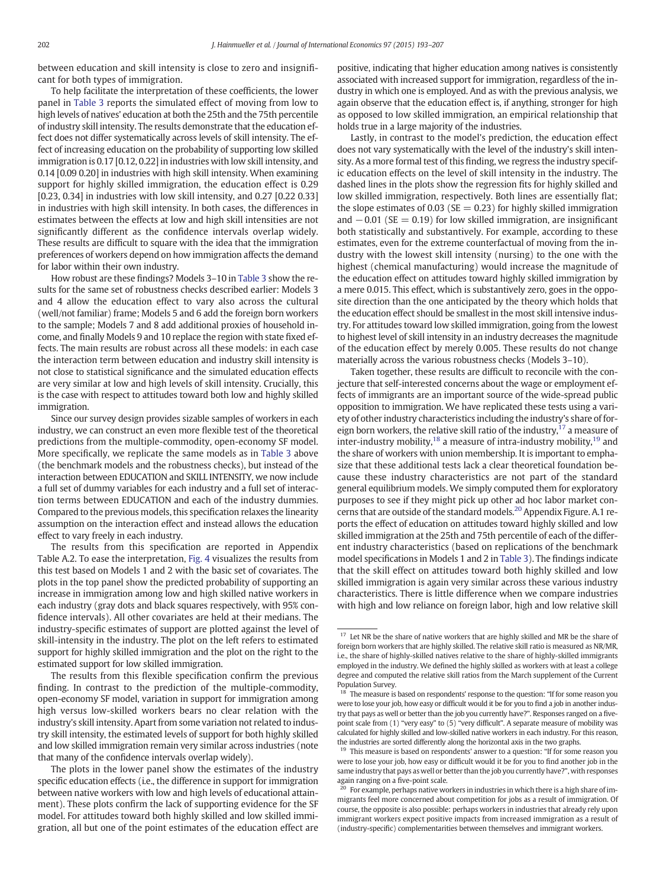between education and skill intensity is close to zero and insignificant for both types of immigration.

To help facilitate the interpretation of these coefficients, the lower panel in Table 3 reports the simulated effect of moving from low to high levels of natives' education at both the 25th and the 75th percentile of industry skill intensity. The results demonstrate that the education effect does not differ systematically across levels of skill intensity. The effect of increasing education on the probability of supporting low skilled immigration is 0.17 [0.12, 0.22] in industries with low skill intensity, and 0.14 [0.09 0.20] in industries with high skill intensity. When examining support for highly skilled immigration, the education effect is 0.29 [0.23, 0.34] in industries with low skill intensity, and 0.27 [0.22 0.33] in industries with high skill intensity. In both cases, the differences in estimates between the effects at low and high skill intensities are not significantly different as the confidence intervals overlap widely. These results are difficult to square with the idea that the immigration preferences of workers depend on how immigration affects the demand for labor within their own industry.

How robust are these findings? Models 3–10 in Table 3 show the results for the same set of robustness checks described earlier: Models 3 and 4 allow the education effect to vary also across the cultural (well/not familiar) frame; Models 5 and 6 add the foreign born workers to the sample; Models 7 and 8 add additional proxies of household income, and finally Models 9 and 10 replace the region with state fixed effects. The main results are robust across all these models: in each case the interaction term between education and industry skill intensity is not close to statistical significance and the simulated education effects are very similar at low and high levels of skill intensity. Crucially, this is the case with respect to attitudes toward both low and highly skilled immigration.

Since our survey design provides sizable samples of workers in each industry, we can construct an even more flexible test of the theoretical predictions from the multiple-commodity, open-economy SF model. More specifically, we replicate the same models as in Table 3 above (the benchmark models and the robustness checks), but instead of the interaction between EDUCATION and SKILL INTENSITY, we now include a full set of dummy variables for each industry and a full set of interaction terms between EDUCATION and each of the industry dummies. Compared to the previous models, this specification relaxes the linearity assumption on the interaction effect and instead allows the education effect to vary freely in each industry.

The results from this specification are reported in Appendix Table A.2. To ease the interpretation, Fig. 4 visualizes the results from this test based on Models 1 and 2 with the basic set of covariates. The plots in the top panel show the predicted probability of supporting an increase in immigration among low and high skilled native workers in each industry (gray dots and black squares respectively, with 95% confidence intervals). All other covariates are held at their medians. The industry-specific estimates of support are plotted against the level of skill-intensity in the industry. The plot on the left refers to estimated support for highly skilled immigration and the plot on the right to the estimated support for low skilled immigration.

The results from this flexible specification confirm the previous finding. In contrast to the prediction of the multiple-commodity, open-economy SF model, variation in support for immigration among high versus low-skilled workers bears no clear relation with the industry's skill intensity. Apart from some variation not related to industry skill intensity, the estimated levels of support for both highly skilled and low skilled immigration remain very similar across industries (note that many of the confidence intervals overlap widely).

The plots in the lower panel show the estimates of the industry specific education effects (i.e., the difference in support for immigration between native workers with low and high levels of educational attainment). These plots confirm the lack of supporting evidence for the SF model. For attitudes toward both highly skilled and low skilled immigration, all but one of the point estimates of the education effect are positive, indicating that higher education among natives is consistently associated with increased support for immigration, regardless of the industry in which one is employed. And as with the previous analysis, we again observe that the education effect is, if anything, stronger for high as opposed to low skilled immigration, an empirical relationship that holds true in a large majority of the industries.

Lastly, in contrast to the model's prediction, the education effect does not vary systematically with the level of the industry's skill intensity. As a more formal test of this finding, we regress the industry specific education effects on the level of skill intensity in the industry. The dashed lines in the plots show the regression fits for highly skilled and low skilled immigration, respectively. Both lines are essentially flat; the slope estimates of 0.03 (SE = 0.23) for highly skilled immigration and −0.01 (SE = 0.19) for low skilled immigration, are insignificant both statistically and substantively. For example, according to these estimates, even for the extreme counterfactual of moving from the industry with the lowest skill intensity (nursing) to the one with the highest (chemical manufacturing) would increase the magnitude of the education effect on attitudes toward highly skilled immigration by a mere 0.015. This effect, which is substantively zero, goes in the opposite direction than the one anticipated by the theory which holds that the education effect should be smallest in the most skill intensive industry. For attitudes toward low skilled immigration, going from the lowest to highest level of skill intensity in an industry decreases the magnitude of the education effect by merely 0.005. These results do not change materially across the various robustness checks (Models 3–10).

Taken together, these results are difficult to reconcile with the conjecture that self-interested concerns about the wage or employment effects of immigrants are an important source of the wide-spread public opposition to immigration. We have replicated these tests using a variety of other industry characteristics including the industry's share of foreign born workers, the relative skill ratio of the industry,[17] a measure of inter-industry mobility,[18] a measure of intra-industry mobility,[19] and the share of workers with union membership. It is important to emphasize that these additional tests lack a clear theoretical foundation because these industry characteristics are not part of the standard general equilibrium models. We simply computed them for exploratory purposes to see if they might pick up other ad hoc labor market concerns that are outside of the standard models.[20] Appendix Figure. A.1 reports the effect of education on attitudes toward highly skilled and low skilled immigration at the 25th and 75th percentile of each of the different industry characteristics (based on replications of the benchmark model specifications in Models 1 and 2 in Table 3). The findings indicate that the skill effect on attitudes toward both highly skilled and low skilled immigration is again very similar across these various industry characteristics. There is little difference when we compare industries with high and low reliance on foreign labor, high and low relative skill

---

[17] Let NR be the share of native workers that are highly skilled and MR be the share of foreign born workers that are highly skilled. The relative skill ratio is measured as NR/MR, i.e., the share of highly-skilled natives relative to the share of highly-skilled immigrants employed in the industry. We defined the highly skilled as workers with at least a college degree and computed the relative skill ratios from the March supplement of the Current Population Survey.

[18] The measure is based on respondents' response to the question: "If for some reason you were to lose your job, how easy or difficult would it be for you to find a job in another industry that pays as well or better than the job you currently have?". Responses ranged on a five-point scale from (1) "very easy" to (5) "very difficult". A separate measure of mobility was calculated for highly skilled and low-skilled native workers in each industry. For this reason, the industries are sorted differently along the horizontal axis in the two graphs.

[19] This measure is based on respondents' answer to a question: "If for some reason you were to lose your job, how easy or difficult would it be for you to find another job in the same industry that pays as well or better than the job you currently have?", with responses again ranging on a five-point scale.

[20] For example, perhaps native workers in industries in which there is a high share of immigrants feel more concerned about competition for jobs as a result of immigration. Of course, the opposite is also possible: perhaps workers in industries that already rely upon immigrant workers expect positive impacts from increased immigration as a result of (industry-specific) complementarities between themselves and immigrant workers.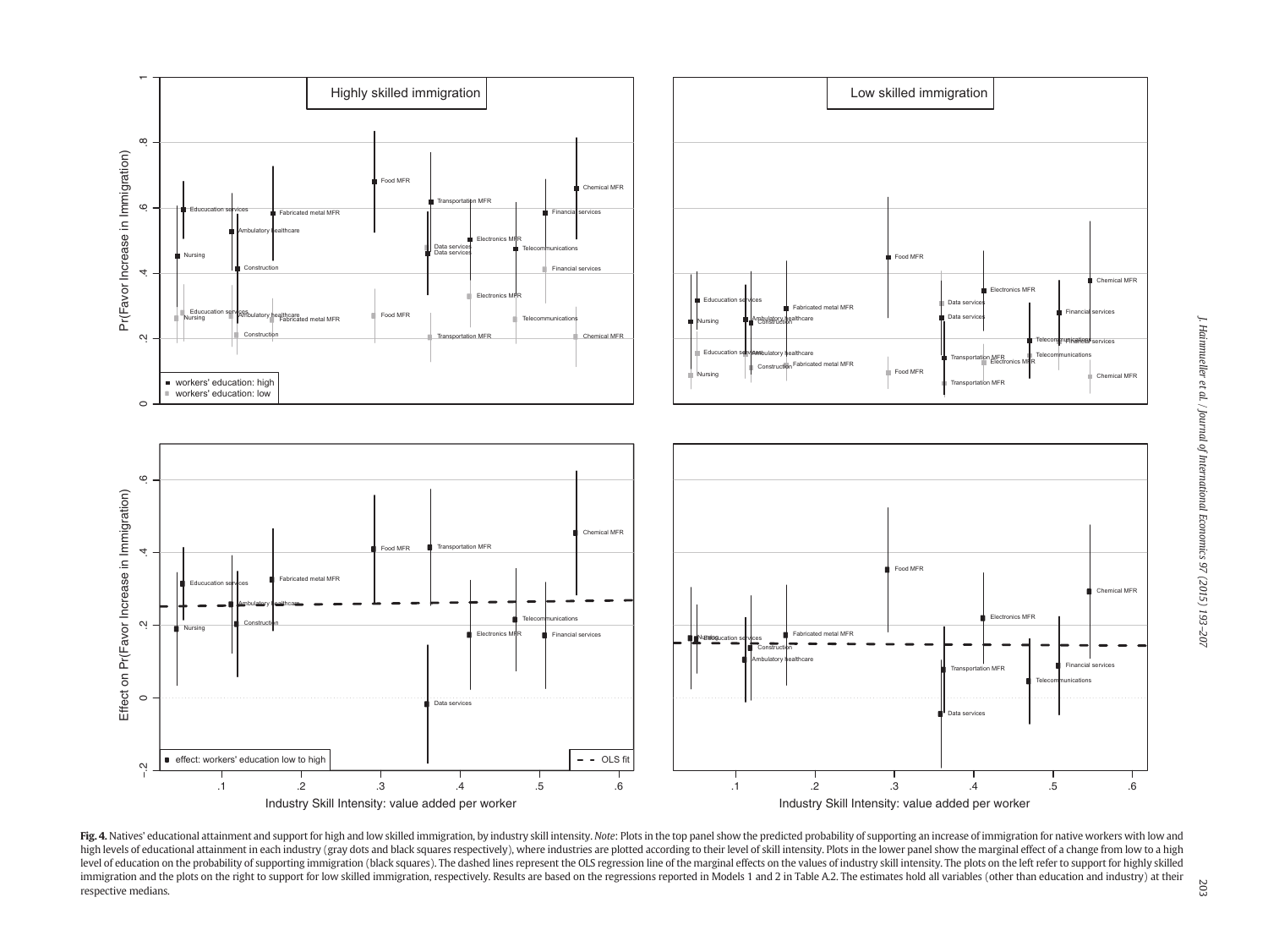**Fig. 4.** Natives' educational attainment and support for high and low skilled immigration, by industry skill intensity. *Note*: Plots in the top panel show the predicted probability of supporting an increase of immigration for native workers with low and high levels of educational attainment in each industry (gray dots and black squares respectively), where industries are plotted according to their level of skill intensity. Plots in the lower panel show the marginal effect of a change from low to a high level of education on the probability of supporting immigration (black squares). The dashed lines represent the OLS regression line of the marginal effects on the values of industry skill intensity. The plots on the left refer to support for highly skilled immigration and the plots on the right to support for low skilled immigration, respectively. Results are based on the regressions reported in Models 1 and 2 in Table A.2. The estimates hold all variables (other than education and industry) at their respective medians.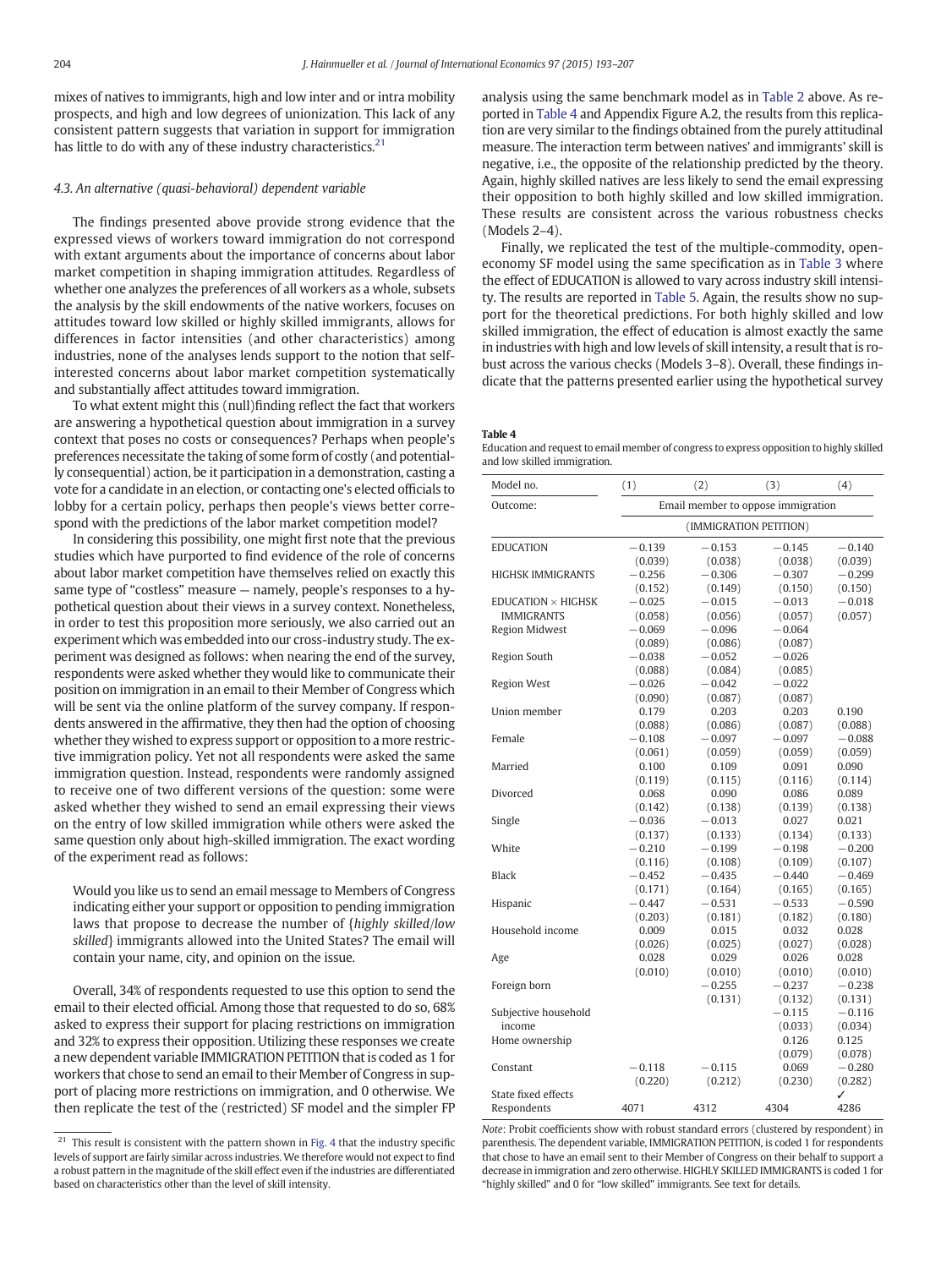mixes of natives to immigrants, high and low inter and or intra mobility prospects, and high and low degrees of unionization. This lack of any consistent pattern suggests that variation in support for immigration has little to do with any of these industry characteristics.[21]

### 4.3. An alternative (quasi-behavioral) dependent variable

The findings presented above provide strong evidence that the expressed views of workers toward immigration do not correspond with extant arguments about the importance of concerns about labor market competition in shaping immigration attitudes. Regardless of whether one analyzes the preferences of all workers as a whole, subsets the analysis by the skill endowments of the native workers, focuses on attitudes toward low skilled or highly skilled immigrants, allows for differences in factor intensities (and other characteristics) among industries, none of the analyses lends support to the notion that self-interested concerns about labor market competition systematically and substantially affect attitudes toward immigration.

To what extent might this (null)finding reflect the fact that workers are answering a hypothetical question about immigration in a survey context that poses no costs or consequences? Perhaps when people's preferences necessitate the taking of some form of costly (and potentially consequential) action, be it participation in a demonstration, casting a vote for a candidate in an election, or contacting one's elected officials to lobby for a certain policy, perhaps then people's views better correspond with the predictions of the labor market competition model?

In considering this possibility, one might first note that the previous studies which have purported to find evidence of the role of concerns about labor market competition have themselves relied on exactly this same type of "costless" measure — namely, people's responses to a hypothetical question about their views in a survey context. Nonetheless, in order to test this proposition more seriously, we also carried out an experiment which was embedded into our cross-industry study. The experiment was designed as follows: when nearing the end of the survey, respondents were asked whether they would like to communicate their position on immigration in an email to their Member of Congress which will be sent via the online platform of the survey company. If respondents answered in the affirmative, they then had the option of choosing whether they wished to express support or opposition to a more restrictive immigration policy. Yet not all respondents were asked the same immigration question. Instead, respondents were randomly assigned to receive one of two different versions of the question: some were asked whether they wished to send an email expressing their views on the entry of low skilled immigration while others were asked the same question only about high-skilled immigration. The exact wording of the experiment read as follows:

> Would you like us to send an email message to Members of Congress indicating either your support or opposition to pending immigration laws that propose to decrease the number of {*highly skilled*/*low skilled*} immigrants allowed into the United States? The email will contain your name, city, and opinion on the issue.

Overall, 34% of respondents requested to use this option to send the email to their elected official. Among those that requested to do so, 68% asked to express their support for placing restrictions on immigration and 32% to express their opposition. Utilizing these responses we create a new dependent variable IMMIGRATION PETITION that is coded as 1 for workers that chose to send an email to their Member of Congress in support of placing more restrictions on immigration, and 0 otherwise. We then replicate the test of the (restricted) SF model and the simpler FP analysis using the same benchmark model as in Table 2 above. As reported in Table 4 and Appendix Figure A.2, the results from this replication are very similar to the findings obtained from the purely attitudinal measure. The interaction term between natives' and immigrants' skill is negative, i.e., the opposite of the relationship predicted by the theory. Again, highly skilled natives are less likely to send the email expressing their opposition to both highly skilled and low skilled immigration. These results are consistent across the various robustness checks (Models 2–4).

Finally, we replicated the test of the multiple-commodity, open-economy SF model using the same specification as in Table 3 where the effect of EDUCATION is allowed to vary across industry skill intensity. The results are reported in Table 5. Again, the results show no support for the theoretical predictions. For both highly skilled and low skilled immigration, the effect of education is almost exactly the same in industries with high and low levels of skill intensity, a result that is robust across the various checks (Models 3–8). Overall, these findings indicate that the patterns presented earlier using the hypothetical survey

**Table 4**
Education and request to email member of congress to express opposition to highly skilled and low skilled immigration.

| Model no. | (1) | (2) | (3) | (4) |
|---|---|---|---|---|
| Outcome: | Email member to oppose immigration | | | |
| | (IMMIGRATION PETITION) | | | |
| EDUCATION | −0.139 | −0.153 | −0.145 | −0.140 |
| | (0.039) | (0.038) | (0.038) | (0.039) |
| HIGHSK IMMIGRANTS | −0.256 | −0.306 | −0.307 | −0.299 |
| | (0.152) | (0.149) | (0.150) | (0.150) |
| EDUCATION × HIGHSK IMMIGRANTS | −0.025 | −0.015 | −0.013 | −0.018 |
| | (0.058) | (0.056) | (0.057) | (0.057) |
| Region Midwest | −0.069 | −0.096 | −0.064 | |
| | (0.089) | (0.086) | (0.087) | |
| Region South | −0.038 | −0.052 | −0.026 | |
| | (0.088) | (0.084) | (0.085) | |
| Region West | −0.026 | −0.042 | −0.022 | |
| | (0.090) | (0.087) | (0.087) | |
| Union member | 0.179 | 0.203 | 0.203 | 0.190 |
| | (0.088) | (0.086) | (0.087) | (0.088) |
| Female | −0.108 | −0.097 | −0.097 | −0.088 |
| | (0.061) | (0.059) | (0.059) | (0.059) |
| Married | 0.100 | 0.109 | 0.091 | 0.090 |
| | (0.119) | (0.115) | (0.116) | (0.114) |
| Divorced | 0.068 | 0.090 | 0.086 | 0.089 |
| | (0.142) | (0.138) | (0.139) | (0.138) |
| Single | −0.036 | −0.013 | 0.027 | 0.021 |
| | (0.137) | (0.133) | (0.134) | (0.133) |
| White | −0.210 | −0.199 | −0.198 | −0.200 |
| | (0.116) | (0.108) | (0.109) | (0.107) |
| Black | −0.452 | −0.435 | −0.440 | −0.469 |
| | (0.171) | (0.164) | (0.165) | (0.165) |
| Hispanic | −0.447 | −0.531 | −0.533 | −0.590 |
| | (0.203) | (0.181) | (0.182) | (0.180) |
| Household income | 0.009 | 0.015 | 0.032 | 0.028 |
| | (0.026) | (0.025) | (0.027) | (0.028) |
| Age | 0.028 | 0.029 | 0.026 | 0.028 |
| | (0.010) | (0.010) | (0.010) | (0.010) |
| Foreign born | | −0.255 | −0.237 | −0.238 |
| | | (0.131) | (0.132) | (0.131) |
| Subjective household income | | | −0.115 | −0.116 |
| | | | (0.033) | (0.034) |
| Home ownership | | | 0.126 | 0.125 |
| | | | (0.079) | (0.078) |
| Constant | −0.118 | −0.115 | 0.069 | −0.280 |
| | (0.220) | (0.212) | (0.230) | (0.282) |
| State fixed effects | | | | ✓ |
| Respondents | 4071 | 4312 | 4304 | 4286 |

*Note*: Probit coefficients show with robust standard errors (clustered by respondent) in parenthesis. The dependent variable, IMMIGRATION PETITION, is coded 1 for respondents that chose to have an email sent to their Member of Congress on their behalf to support a decrease in immigration and zero otherwise. HIGHLY SKILLED IMMIGRANTS is coded 1 for "highly skilled" and 0 for "low skilled" immigrants. See text for details.

[21] This result is consistent with the pattern shown in Fig. 4 that the industry specific levels of support are fairly similar across industries. We therefore would not expect to find a robust pattern in the magnitude of the skill effect even if the industries are differentiated based on characteristics other than the level of skill intensity.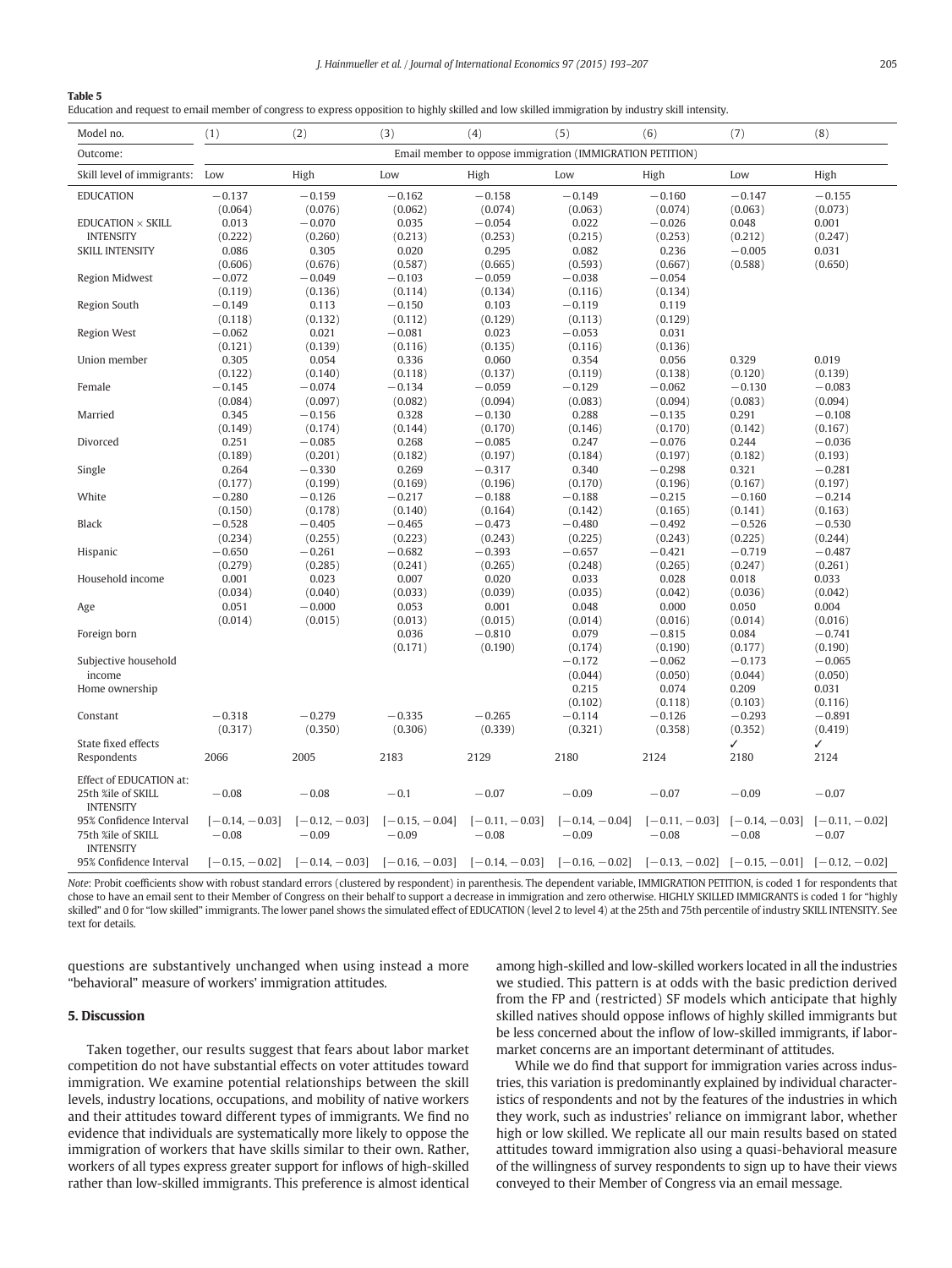**Table 5**
Education and request to email member of congress to express opposition to highly skilled and low skilled immigration by industry skill intensity.

| Model no. | (1) | (2) | (3) | (4) | (5) | (6) | (7) | (8) |
|---|---|---|---|---|---|---|---|---|
| Outcome: | Email member to oppose immigration (IMMIGRATION PETITION) | | | | | | | |
| Skill level of immigrants: | Low | High | Low | High | Low | High | Low | High |
| EDUCATION | −0.137 | −0.159 | −0.162 | −0.158 | −0.149 | −0.160 | −0.147 | −0.155 |
| | (0.064) | (0.076) | (0.062) | (0.074) | (0.063) | (0.074) | (0.063) | (0.073) |
| EDUCATION × SKILL INTENSITY | 0.013 | −0.070 | 0.035 | −0.054 | 0.022 | −0.026 | 0.048 | 0.001 |
| | (0.222) | (0.260) | (0.213) | (0.253) | (0.215) | (0.253) | (0.212) | (0.247) |
| SKILL INTENSITY | 0.086 | 0.305 | 0.020 | 0.295 | 0.082 | 0.236 | −0.005 | 0.031 |
| | (0.606) | (0.676) | (0.587) | (0.665) | (0.593) | (0.667) | (0.588) | (0.650) |
| Region Midwest | −0.072 | −0.049 | −0.103 | −0.059 | −0.038 | −0.054 | | |
| | (0.119) | (0.136) | (0.114) | (0.134) | (0.116) | (0.134) | | |
| Region South | −0.149 | 0.113 | −0.150 | 0.103 | −0.119 | 0.119 | | |
| | (0.118) | (0.132) | (0.112) | (0.129) | (0.113) | (0.129) | | |
| Region West | −0.062 | 0.021 | −0.081 | 0.023 | −0.053 | 0.031 | | |
| | (0.121) | (0.139) | (0.116) | (0.135) | (0.116) | (0.136) | | |
| Union member | 0.305 | 0.054 | 0.336 | 0.060 | 0.354 | 0.056 | 0.329 | 0.019 |
| | (0.122) | (0.140) | (0.118) | (0.137) | (0.119) | (0.138) | (0.120) | (0.139) |
| Female | −0.145 | −0.074 | −0.134 | −0.059 | −0.129 | −0.062 | −0.130 | −0.083 |
| | (0.084) | (0.097) | (0.082) | (0.094) | (0.083) | (0.094) | (0.083) | (0.094) |
| Married | 0.345 | −0.156 | 0.328 | −0.130 | 0.288 | −0.135 | 0.291 | −0.108 |
| | (0.149) | (0.174) | (0.144) | (0.170) | (0.146) | (0.170) | (0.142) | (0.167) |
| Divorced | 0.251 | −0.085 | 0.268 | −0.085 | 0.247 | −0.076 | 0.244 | −0.036 |
| | (0.189) | (0.201) | (0.182) | (0.197) | (0.184) | (0.197) | (0.182) | (0.193) |
| Single | 0.264 | −0.330 | 0.269 | −0.317 | 0.340 | −0.298 | 0.321 | −0.281 |
| | (0.177) | (0.199) | (0.169) | (0.196) | (0.170) | (0.196) | (0.167) | (0.197) |
| White | −0.280 | −0.126 | −0.217 | −0.188 | −0.188 | −0.215 | −0.160 | −0.214 |
| | (0.150) | (0.178) | (0.140) | (0.164) | (0.142) | (0.165) | (0.141) | (0.163) |
| Black | −0.528 | −0.405 | −0.465 | −0.473 | −0.480 | −0.492 | −0.526 | −0.530 |
| | (0.234) | (0.255) | (0.223) | (0.243) | (0.225) | (0.243) | (0.225) | (0.244) |
| Hispanic | −0.650 | −0.261 | −0.682 | −0.393 | −0.657 | −0.421 | −0.719 | −0.487 |
| | (0.279) | (0.285) | (0.241) | (0.265) | (0.248) | (0.265) | (0.247) | (0.261) |
| Household income | 0.001 | 0.023 | 0.007 | 0.020 | 0.033 | 0.028 | 0.018 | 0.033 |
| | (0.034) | (0.040) | (0.033) | (0.039) | (0.035) | (0.042) | (0.036) | (0.042) |
| Age | 0.051 | −0.000 | 0.053 | 0.001 | 0.048 | 0.000 | 0.050 | 0.004 |
| | (0.014) | (0.015) | (0.013) | (0.015) | (0.014) | (0.016) | (0.014) | (0.016) |
| Foreign born | | | 0.036 | −0.810 | 0.079 | −0.815 | 0.084 | −0.741 |
| | | | (0.171) | (0.190) | (0.174) | (0.190) | (0.177) | (0.190) |
| Subjective household income | | | | | −0.172 | −0.062 | −0.173 | −0.065 |
| | | | | | (0.044) | (0.050) | (0.044) | (0.050) |
| Home ownership | | | | | 0.215 | 0.074 | 0.209 | 0.031 |
| | | | | | (0.102) | (0.118) | (0.103) | (0.116) |
| Constant | −0.318 | −0.279 | −0.335 | −0.265 | −0.114 | −0.126 | −0.293 | −0.891 |
| | (0.317) | (0.350) | (0.306) | (0.339) | (0.321) | (0.358) | (0.352) | (0.419) |
| State fixed effects | | | | | | | ✓ | ✓ |
| Respondents | 2066 | 2005 | 2183 | 2129 | 2180 | 2124 | 2180 | 2124 |
| Effect of EDUCATION at: | | | | | | | | |
| 25th %ile of SKILL INTENSITY | −0.08 | −0.08 | −0.1 | −0.07 | −0.09 | −0.07 | −0.09 | −0.07 |
| 95% Confidence Interval | [−0.14, −0.03] | [−0.12, −0.03] | [−0.15, −0.04] | [−0.11, −0.03] | [−0.14, −0.04] | [−0.11, −0.03] | [−0.14, −0.03] | [−0.11, −0.02] |
| 75th %ile of SKILL INTENSITY | −0.08 | −0.09 | −0.09 | −0.08 | −0.09 | −0.08 | −0.08 | −0.07 |
| 95% Confidence Interval | [−0.15, −0.02] | [−0.14, −0.03] | [−0.16, −0.03] | [−0.14, −0.03] | [−0.16, −0.02] | [−0.13, −0.02] | [−0.15, −0.01] | [−0.12, −0.02] |

*Note*: Probit coefficients show with robust standard errors (clustered by respondent) in parenthesis. The dependent variable, IMMIGRATION PETITION, is coded 1 for respondents that chose to have an email sent to their Member of Congress on their behalf to support a decrease in immigration and zero otherwise. HIGHLY SKILLED IMMIGRANTS is coded 1 for "highly skilled" and 0 for "low skilled" immigrants. The lower panel shows the simulated effect of EDUCATION (level 2 to level 4) at the 25th and 75th percentile of industry SKILL INTENSITY. See text for details.

questions are substantively unchanged when using instead a more "behavioral" measure of workers' immigration attitudes.

## 5. Discussion

Taken together, our results suggest that fears about labor market competition do not have substantial effects on voter attitudes toward immigration. We examine potential relationships between the skill levels, industry locations, occupations, and mobility of native workers and their attitudes toward different types of immigrants. We find no evidence that individuals are systematically more likely to oppose the immigration of workers that have skills similar to their own. Rather, workers of all types express greater support for inflows of high-skilled rather than low-skilled immigrants. This preference is almost identical among high-skilled and low-skilled workers located in all the industries we studied. This pattern is at odds with the basic prediction derived from the FP and (restricted) SF models which anticipate that highly skilled natives should oppose inflows of highly skilled immigrants but be less concerned about the inflow of low-skilled immigrants, if labor-market concerns are an important determinant of attitudes.

While we do find that support for immigration varies across industries, this variation is predominantly explained by individual characteristics of respondents and not by the features of the industries in which they work, such as industries' reliance on immigrant labor, whether high or low skilled. We replicate all our main results based on stated attitudes toward immigration also using a quasi-behavioral measure of the willingness of survey respondents to sign up to have their views conveyed to their Member of Congress via an email message.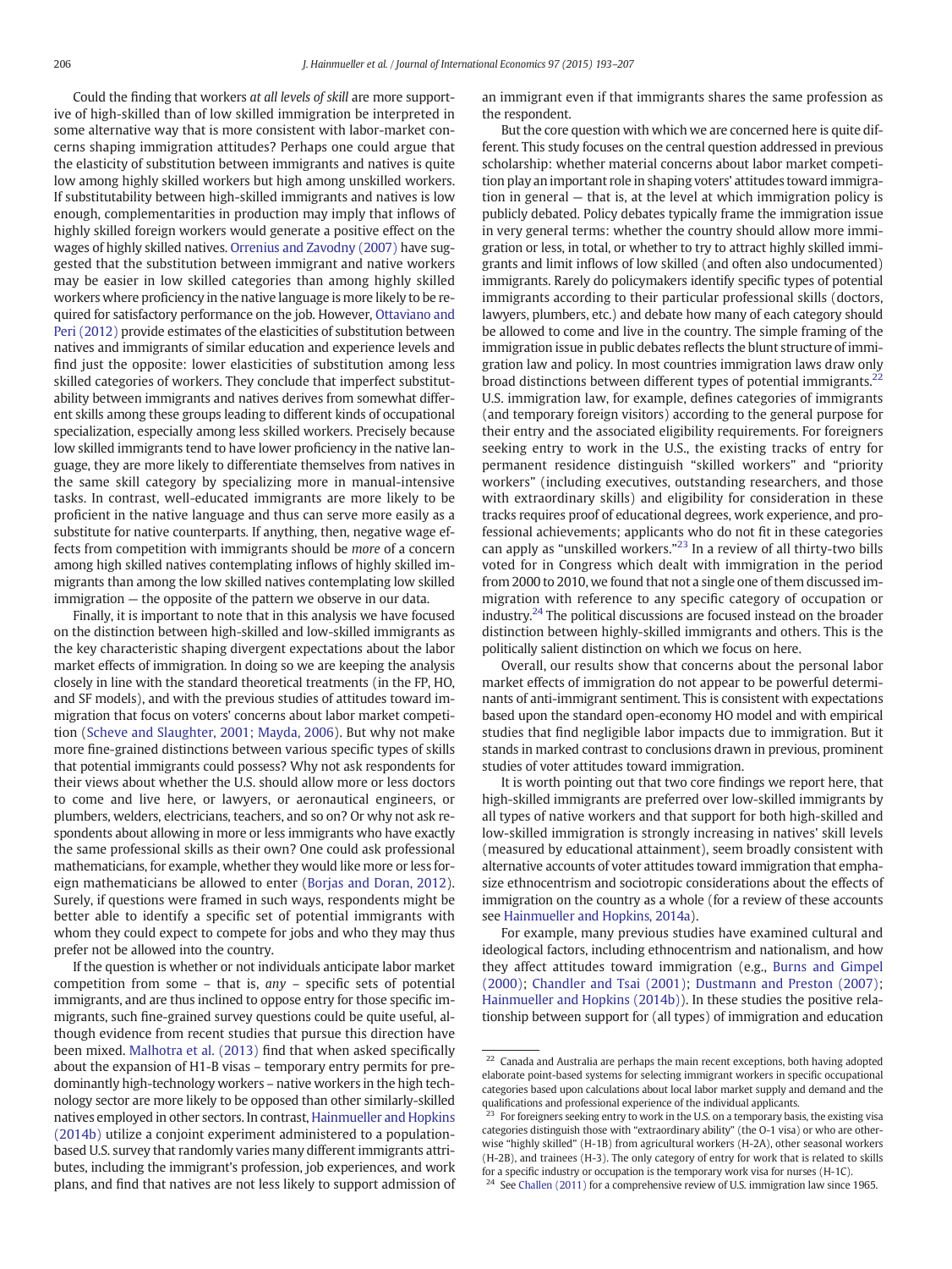Could the finding that workers *at all levels of skill* are more supportive of high-skilled than of low skilled immigration be interpreted in some alternative way that is more consistent with labor-market concerns shaping immigration attitudes? Perhaps one could argue that the elasticity of substitution between immigrants and natives is quite low among highly skilled workers but high among unskilled workers. If substitutability between high-skilled immigrants and natives is low enough, complementarities in production may imply that inflows of highly skilled foreign workers would generate a positive effect on the wages of highly skilled natives. Orrenius and Zavodny (2007) have suggested that the substitution between immigrant and native workers may be easier in low skilled categories than among highly skilled workers where proficiency in the native language is more likely to be required for satisfactory performance on the job. However, Ottaviano and Peri (2012) provide estimates of the elasticities of substitution between natives and immigrants of similar education and experience levels and find just the opposite: lower elasticities of substitution among less skilled categories of workers. They conclude that imperfect substitutability between immigrants and natives derives from somewhat different skills among these groups leading to different kinds of occupational specialization, especially among less skilled workers. Precisely because low skilled immigrants tend to have lower proficiency in the native language, they are more likely to differentiate themselves from natives in the same skill category by specializing more in manual-intensive tasks. In contrast, well-educated immigrants are more likely to be proficient in the native language and thus can serve more easily as a substitute for native counterparts. If anything, then, negative wage effects from competition with immigrants should be *more* of a concern among high skilled natives contemplating inflows of highly skilled immigrants than among the low skilled natives contemplating low skilled immigration — the opposite of the pattern we observe in our data.

Finally, it is important to note that in this analysis we have focused on the distinction between high-skilled and low-skilled immigrants as the key characteristic shaping divergent expectations about the labor market effects of immigration. In doing so we are keeping the analysis closely in line with the standard theoretical treatments (in the FP, HO, and SF models), and with the previous studies of attitudes toward immigration that focus on voters' concerns about labor market competition (Scheve and Slaughter, 2001; Mayda, 2006). But why not make more fine-grained distinctions between various specific types of skills that potential immigrants could possess? Why not ask respondents for their views about whether the U.S. should allow more or less doctors to come and live here, or lawyers, or aeronautical engineers, or plumbers, welders, electricians, teachers, and so on? Or why not ask respondents about allowing in more or less immigrants who have exactly the same professional skills as their own? One could ask professional mathematicians, for example, whether they would like more or less foreign mathematicians be allowed to enter (Borjas and Doran, 2012). Surely, if questions were framed in such ways, respondents might be better able to identify a specific set of potential immigrants with whom they could expect to compete for jobs and who they may thus prefer not be allowed into the country.

If the question is whether or not individuals anticipate labor market competition from some – that is, *any* – specific sets of potential immigrants, and are thus inclined to oppose entry for those specific immigrants, such fine-grained survey questions could be quite useful, although evidence from recent studies that pursue this direction have been mixed. Malhotra et al. (2013) find that when asked specifically about the expansion of H1-B visas – temporary entry permits for predominantly high-technology workers – native workers in the high technology sector are more likely to be opposed than other similarly-skilled natives employed in other sectors. In contrast, Hainmueller and Hopkins (2014b) utilize a conjoint experiment administered to a population-based U.S. survey that randomly varies many different immigrants attributes, including the immigrant's profession, job experiences, and work plans, and find that natives are not less likely to support admission of an immigrant even if that immigrants shares the same profession as the respondent.

But the core question with which we are concerned here is quite different. This study focuses on the central question addressed in previous scholarship: whether material concerns about labor market competition play an important role in shaping voters' attitudes toward immigration in general — that is, at the level at which immigration policy is publicly debated. Policy debates typically frame the immigration issue in very general terms: whether the country should allow more immigration or less, in total, or whether to try to attract highly skilled immigrants and limit inflows of low skilled (and often also undocumented) immigrants. Rarely do policymakers identify specific types of potential immigrants according to their particular professional skills (doctors, lawyers, plumbers, etc.) and debate how many of each category should be allowed to come and live in the country. The simple framing of the immigration issue in public debates reflects the blunt structure of immigration law and policy. In most countries immigration laws draw only broad distinctions between different types of potential immigrants.[22] U.S. immigration law, for example, defines categories of immigrants (and temporary foreign visitors) according to the general purpose for their entry and the associated eligibility requirements. For foreigners seeking entry to work in the U.S., the existing tracks of entry for permanent residence distinguish "skilled workers" and "priority workers" (including executives, outstanding researchers, and those with extraordinary skills) and eligibility for consideration in these tracks requires proof of educational degrees, work experience, and professional achievements; applicants who do not fit in these categories can apply as "unskilled workers."[23] In a review of all thirty-two bills voted for in Congress which dealt with immigration in the period from 2000 to 2010, we found that not a single one of them discussed immigration with reference to any specific category of occupation or industry.[24] The political discussions are focused instead on the broader distinction between highly-skilled immigrants and others. This is the politically salient distinction on which we focus on here.

Overall, our results show that concerns about the personal labor market effects of immigration do not appear to be powerful determinants of anti-immigrant sentiment. This is consistent with expectations based upon the standard open-economy HO model and with empirical studies that find negligible labor impacts due to immigration. But it stands in marked contrast to conclusions drawn in previous, prominent studies of voter attitudes toward immigration.

It is worth pointing out that two core findings we report here, that high-skilled immigrants are preferred over low-skilled immigrants by all types of native workers and that support for both high-skilled and low-skilled immigration is strongly increasing in natives' skill levels (measured by educational attainment), seem broadly consistent with alternative accounts of voter attitudes toward immigration that emphasize ethnocentrism and sociotropic considerations about the effects of immigration on the country as a whole (for a review of these accounts see Hainmueller and Hopkins, 2014a).

For example, many previous studies have examined cultural and ideological factors, including ethnocentrism and nationalism, and how they affect attitudes toward immigration (e.g., Burns and Gimpel (2000); Chandler and Tsai (2001); Dustmann and Preston (2007); Hainmueller and Hopkins (2014b)). In these studies the positive relationship between support for (all types) of immigration and education

---

[22] Canada and Australia are perhaps the main recent exceptions, both having adopted elaborate point-based systems for selecting immigrant workers in specific occupational categories based upon calculations about local labor market supply and demand and the qualifications and professional experience of the individual applicants.

[23] For foreigners seeking entry to work in the U.S. on a temporary basis, the existing visa categories distinguish those with "extraordinary ability" (the O-1 visa) or who are otherwise "highly skilled" (H-1B) from agricultural workers (H-2A), other seasonal workers (H-2B), and trainees (H-3). The only category of entry for work that is related to skills for a specific industry or occupation is the temporary work visa for nurses (H-1C).

[24] See Challen (2011) for a comprehensive review of U.S. immigration law since 1965.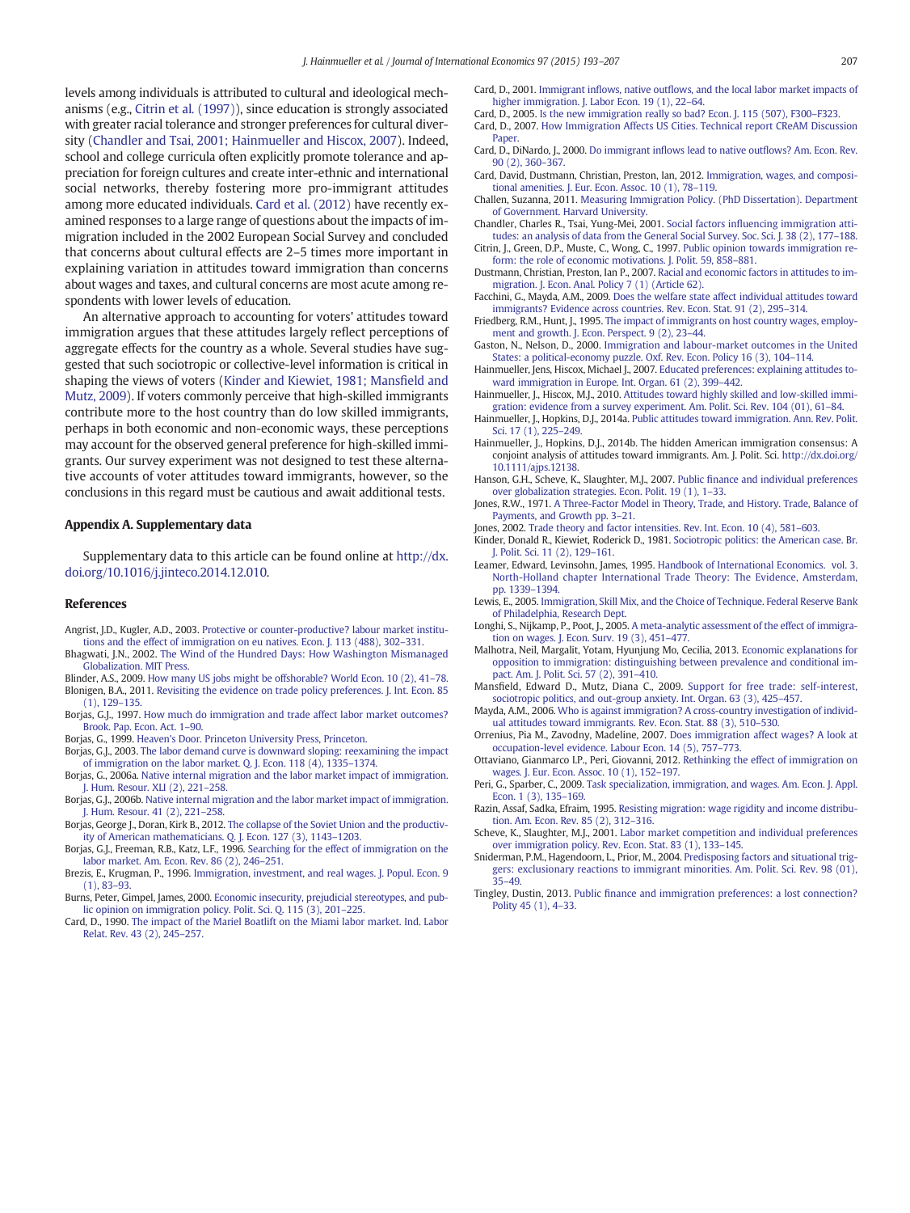levels among individuals is attributed to cultural and ideological mechanisms (e.g., Citrin et al. (1997)), since education is strongly associated with greater racial tolerance and stronger preferences for cultural diversity (Chandler and Tsai, 2001; Hainmueller and Hiscox, 2007). Indeed, school and college curricula often explicitly promote tolerance and appreciation for foreign cultures and create inter-ethnic and international social networks, thereby fostering more pro-immigrant attitudes among more educated individuals. Card et al. (2012) have recently examined responses to a large range of questions about the impacts of immigration included in the 2002 European Social Survey and concluded that concerns about cultural effects are 2–5 times more important in explaining variation in attitudes toward immigration than concerns about wages and taxes, and cultural concerns are most acute among respondents with lower levels of education.

An alternative approach to accounting for voters' attitudes toward immigration argues that these attitudes largely reflect perceptions of aggregate effects for the country as a whole. Several studies have suggested that such sociotropic or collective-level information is critical in shaping the views of voters (Kinder and Kiewiet, 1981; Mansfield and Mutz, 2009). If voters commonly perceive that high-skilled immigrants contribute more to the host country than do low skilled immigrants, perhaps in both economic and non-economic ways, these perceptions may account for the observed general preference for high-skilled immigrants. Our survey experiment was not designed to test these alternative accounts of voter attitudes toward immigrants, however, so the conclusions in this regard must be cautious and await additional tests.

## Appendix A. Supplementary data

Supplementary data to this article can be found online at http://dx.doi.org/10.1016/j.jinteco.2014.12.010.

## References

Angrist, J.D., Kugler, A.D., 2003. Protective or counter-productive? labour market institutions and the effect of immigration on eu natives. Econ. J. 113 (488), 302–331.

Bhagwati, J.N., 2002. The Wind of the Hundred Days: How Washington Mismanaged Globalization. MIT Press.

Blinder, A.S., 2009. How many US jobs might be offshorable? World Econ. 10 (2), 41–78.

Blonigen, B.A., 2011. Revisiting the evidence on trade policy preferences. J. Int. Econ. 85 (1), 129–135.

Borjas, G.J., 1997. How much do immigration and trade affect labor market outcomes? Brook. Pap. Econ. Act. 1–90.

Borjas, G., 1999. Heaven's Door. Princeton University Press, Princeton.

Borjas, G.J., 2003. The labor demand curve is downward sloping: reexamining the impact of immigration on the labor market. Q. J. Econ. 118 (4), 1335–1374.

Borjas, G., 2006a. Native internal migration and the labor market impact of immigration. J. Hum. Resour. XLI (2), 221–258.

Borjas, G.J., 2006b. Native internal migration and the labor market impact of immigration. J. Hum. Resour. 41 (2), 221–258.

Borjas, George J., Doran, Kirk B., 2012. The collapse of the Soviet Union and the productivity of American mathematicians. Q. J. Econ. 127 (3), 1143–1203.

Borjas, G.J., Freeman, R.B., Katz, L.F., 1996. Searching for the effect of immigration on the labor market. Am. Econ. Rev. 86 (2), 246–251.

Brezis, E., Krugman, P., 1996. Immigration, investment, and real wages. J. Popul. Econ. 9 (1), 83–93.

Burns, Peter, Gimpel, James, 2000. Economic insecurity, prejudicial stereotypes, and public opinion on immigration policy. Polit. Sci. Q. 115 (3), 201–225.

Card, D., 1990. The impact of the Mariel Boatlift on the Miami labor market. Ind. Labor Relat. Rev. 43 (2), 245–257.

Card, D., 2001. Immigrant inflows, native outflows, and the local labor market impacts of higher immigration. J. Labor Econ. 19 (1), 22–64.

Card, D., 2005. Is the new immigration really so bad? Econ. J. 115 (507), F300–F323.

Card, D., 2007. How Immigration Affects US Cities. Technical report CReAM Discussion Paper.

Card, D., DiNardo, J., 2000. Do immigrant inflows lead to native outflows? Am. Econ. Rev. 90 (2), 360–367.

Card, David, Dustmann, Christian, Preston, Ian, 2012. Immigration, wages, and compositional amenities. J. Eur. Econ. Assoc. 10 (1), 78–119.

Challen, Suzanna, 2011. Measuring Immigration Policy. (PhD Dissertation). Department of Government. Harvard University.

Chandler, Charles R., Tsai, Yung-Mei, 2001. Social factors influencing immigration attitudes: an analysis of data from the General Social Survey. Soc. Sci. J. 38 (2), 177–188.

Citrin, J., Green, D.P., Muste, C., Wong, C., 1997. Public opinion towards immigration reform: the role of economic motivations. J. Polit. 59, 858–881.

Dustmann, Christian, Preston, Ian P., 2007. Racial and economic factors in attitudes to immigration. J. Econ. Anal. Policy 7 (1) (Article 62).

Facchini, G., Mayda, A.M., 2009. Does the welfare state affect individual attitudes toward immigrants? Evidence across countries. Rev. Econ. Stat. 91 (2), 295–314.

Friedberg, R.M., Hunt, J., 1995. The impact of immigrants on host country wages, employment and growth. J. Econ. Perspect. 9 (2), 23–44.

Gaston, N., Nelson, D., 2000. Immigration and labour-market outcomes in the United States: a political-economy puzzle. Oxf. Rev. Econ. Policy 16 (3), 104–114.

Hainmueller, Jens, Hiscox, Michael J., 2007. Educated preferences: explaining attitudes toward immigration in Europe. Int. Organ. 61 (2), 399–442.

Hainmueller, J., Hiscox, M.J., 2010. Attitudes toward highly skilled and low-skilled immigration: evidence from a survey experiment. Am. Polit. Sci. Rev. 104 (01), 61–84.

Hainmueller, J., Hopkins, D.J., 2014a. Public attitudes toward immigration. Ann. Rev. Polit. Sci. 17 (1), 225–249.

Hainmueller, J., Hopkins, D.J., 2014b. The hidden American immigration consensus: A conjoint analysis of attitudes toward immigrants. Am. J. Polit. Sci. http://dx.doi.org/10.1111/ajps.12138.

Hanson, G.H., Scheve, K., Slaughter, M.J., 2007. Public finance and individual preferences over globalization strategies. Econ. Polit. 19 (1), 1–33.

Jones, R.W., 1971. A Three-Factor Model in Theory, Trade, and History. Trade, Balance of Payments, and Growth pp. 3–21.

Jones, 2002. Trade theory and factor intensities. Rev. Int. Econ. 10 (4), 581–603.

Kinder, Donald R., Kiewiet, Roderick D., 1981. Sociotropic politics: the American case. Br. J. Polit. Sci. 11 (2), 129–161.

Leamer, Edward, Levinsohn, James, 1995. Handbook of International Economics. vol. 3. North-Holland chapter International Trade Theory: The Evidence, Amsterdam, pp. 1339–1394.

Lewis, E., 2005. Immigration, Skill Mix, and the Choice of Technique. Federal Reserve Bank of Philadelphia, Research Dept.

Longhi, S., Nijkamp, P., Poot, J., 2005. A meta-analytic assessment of the effect of immigration on wages. J. Econ. Surv. 19 (3), 451–477.

Malhotra, Neil, Margalit, Yotam, Hyunjung Mo, Cecilia, 2013. Economic explanations for opposition to immigration: distinguishing between prevalence and conditional impact. Am. J. Polit. Sci. 57 (2), 391–410.

Mansfield, Edward D., Mutz, Diana C., 2009. Support for free trade: self-interest, sociotropic politics, and out-group anxiety. Int. Organ. 63 (3), 425–457.

Mayda, A.M., 2006. Who is against immigration? A cross-country investigation of individual attitudes toward immigrants. Rev. Econ. Stat. 88 (3), 510–530.

Orrenius, Pia M., Zavodny, Madeline, 2007. Does immigration affect wages? A look at occupation-level evidence. Labour Econ. 14 (5), 757–773.

Ottaviano, Gianmarco I.P., Peri, Giovanni, 2012. Rethinking the effect of immigration on wages. J. Eur. Econ. Assoc. 10 (1), 152–197.

Peri, G., Sparber, C., 2009. Task specialization, immigration, and wages. Am. Econ. J. Appl. Econ. 1 (3), 135–169.

Razin, Assaf, Sadka, Efraim, 1995. Resisting migration: wage rigidity and income distribution. Am. Econ. Rev. 85 (2), 312–316.

Scheve, K., Slaughter, M.J., 2001. Labor market competition and individual preferences over immigration policy. Rev. Econ. Stat. 83 (1), 133–145.

Sniderman, P.M., Hagendoorn, L., Prior, M., 2004. Predisposing factors and situational triggers: exclusionary reactions to immigrant minorities. Am. Polit. Sci. Rev. 98 (01), 35–49.

Tingley, Dustin, 2013. Public finance and immigration preferences: a lost connection? Polity 45 (1), 4–33.